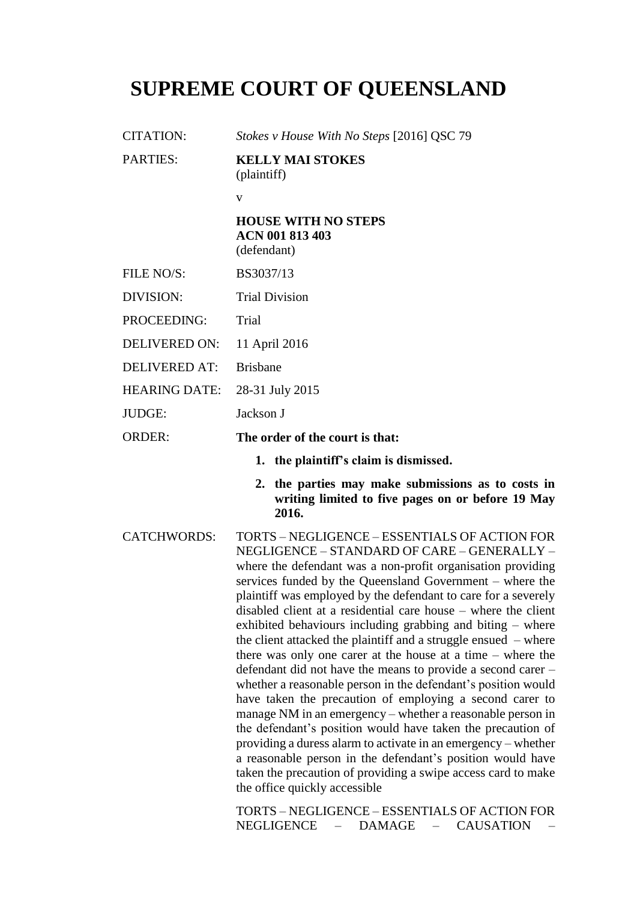# SUPREME COURT OF QUEENSLAND

| | |
|---|---|
| CITATION: | *Stokes v House With No Steps* [2016] QSC 79 |
| PARTIES: | **KELLY MAI STOKES**<br>(plaintiff)<br><br>v<br><br>**HOUSE WITH NO STEPS**<br>**ACN 001 813 403**<br>(defendant) |
| FILE NO/S: | BS3037/13 |
| DIVISION: | Trial Division |
| PROCEEDING: | Trial |
| DELIVERED ON: | 11 April 2016 |
| DELIVERED AT: | Brisbane |
| HEARING DATE: | 28-31 July 2015 |
| JUDGE: | Jackson J |
| ORDER: | **The order of the court is that:**<br>1. **the plaintiff's claim is dismissed.**<br>2. **the parties may make submissions as to costs in writing limited to five pages on or before 19 May 2016.** |
| CATCHWORDS: | TORTS – NEGLIGENCE – ESSENTIALS OF ACTION FOR NEGLIGENCE – STANDARD OF CARE – GENERALLY – where the defendant was a non-profit organisation providing services funded by the Queensland Government – where the plaintiff was employed by the defendant to care for a severely disabled client at a residential care house – where the client exhibited behaviours including grabbing and biting – where the client attacked the plaintiff and a struggle ensued – where there was only one carer at the house at a time – where the defendant did not have the means to provide a second carer – whether a reasonable person in the defendant's position would have taken the precaution of employing a second carer to manage NM in an emergency – whether a reasonable person in the defendant's position would have taken the precaution of providing a duress alarm to activate in an emergency – whether a reasonable person in the defendant's position would have taken the precaution of providing a swipe access card to make the office quickly accessible<br><br>TORTS – NEGLIGENCE – ESSENTIALS OF ACTION FOR NEGLIGENCE – DAMAGE – CAUSATION – |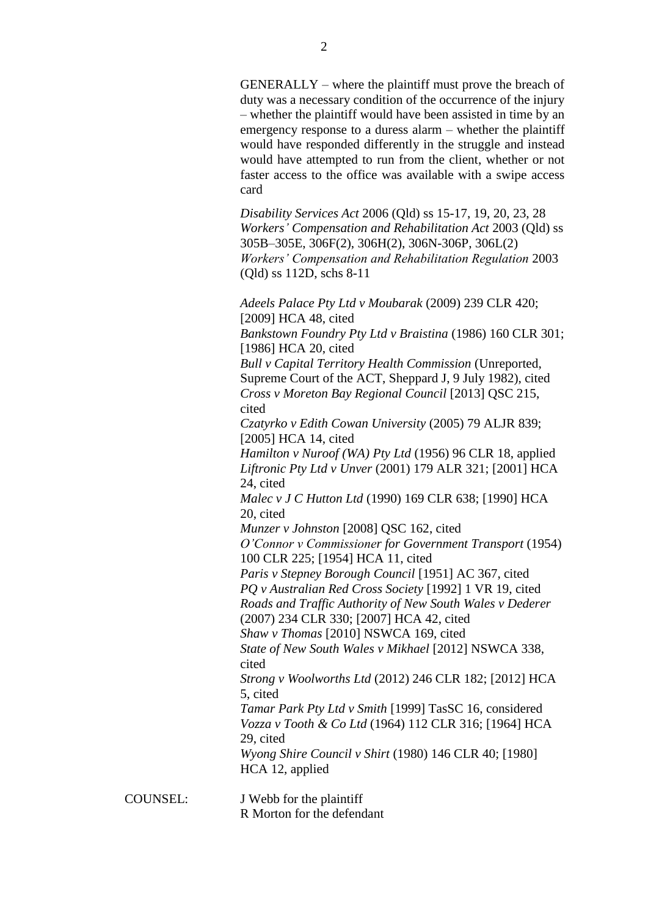GENERALLY – where the plaintiff must prove the breach of duty was a necessary condition of the occurrence of the injury – whether the plaintiff would have been assisted in time by an emergency response to a duress alarm – whether the plaintiff would have responded differently in the struggle and instead would have attempted to run from the client, whether or not faster access to the office was available with a swipe access card

*Disability Services Act* 2006 (Qld) ss 15-17, 19, 20, 23, 28
*Workers' Compensation and Rehabilitation Act* 2003 (Qld) ss 305B–305E, 306F(2), 306H(2), 306N-306P, 306L(2)
*Workers' Compensation and Rehabilitation Regulation* 2003 (Qld) ss 112D, schs 8-11

*Adeels Palace Pty Ltd v Moubarak* (2009) 239 CLR 420; [2009] HCA 48, cited
*Bankstown Foundry Pty Ltd v Braistina* (1986) 160 CLR 301; [1986] HCA 20, cited
*Bull v Capital Territory Health Commission* (Unreported, Supreme Court of the ACT, Sheppard J, 9 July 1982), cited
*Cross v Moreton Bay Regional Council* [2013] QSC 215, cited
*Czatyrko v Edith Cowan University* (2005) 79 ALJR 839; [2005] HCA 14, cited
*Hamilton v Nuroof (WA) Pty Ltd* (1956) 96 CLR 18, applied
*Liftronic Pty Ltd v Unver* (2001) 179 ALR 321; [2001] HCA 24, cited
*Malec v J C Hutton Ltd* (1990) 169 CLR 638; [1990] HCA 20, cited
*Munzer v Johnston* [2008] QSC 162, cited
*O'Connor v Commissioner for Government Transport* (1954) 100 CLR 225; [1954] HCA 11, cited
*Paris v Stepney Borough Council* [1951] AC 367, cited
*PQ v Australian Red Cross Society* [1992] 1 VR 19, cited
*Roads and Traffic Authority of New South Wales v Dederer* (2007) 234 CLR 330; [2007] HCA 42, cited
*Shaw v Thomas* [2010] NSWCA 169, cited
*State of New South Wales v Mikhael* [2012] NSWCA 338, cited
*Strong v Woolworths Ltd* (2012) 246 CLR 182; [2012] HCA 5, cited
*Tamar Park Pty Ltd v Smith* [1999] TasSC 16, considered
*Vozza v Tooth & Co Ltd* (1964) 112 CLR 316; [1964] HCA 29, cited
*Wyong Shire Council v Shirt* (1980) 146 CLR 40; [1980] HCA 12, applied

COUNSEL: J Webb for the plaintiff
R Morton for the defendant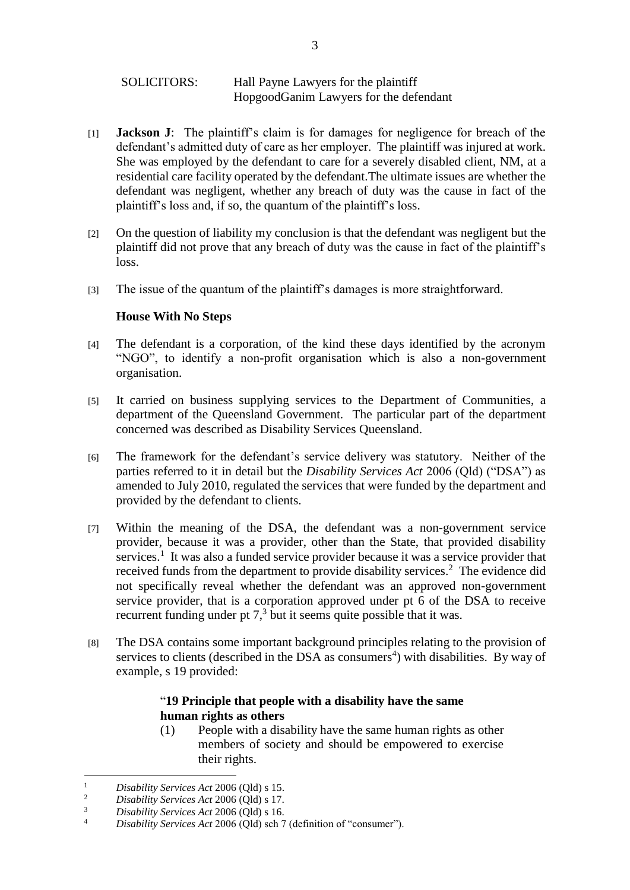SOLICITORS: Hall Payne Lawyers for the plaintiff
HopgoodGanim Lawyers for the defendant

[1] **Jackson J**: The plaintiff's claim is for damages for negligence for breach of the defendant's admitted duty of care as her employer. The plaintiff was injured at work. She was employed by the defendant to care for a severely disabled client, NM, at a residential care facility operated by the defendant.The ultimate issues are whether the defendant was negligent, whether any breach of duty was the cause in fact of the plaintiff's loss and, if so, the quantum of the plaintiff's loss.

[2] On the question of liability my conclusion is that the defendant was negligent but the plaintiff did not prove that any breach of duty was the cause in fact of the plaintiff's loss.

[3] The issue of the quantum of the plaintiff's damages is more straightforward.

**House With No Steps**

[4] The defendant is a corporation, of the kind these days identified by the acronym "NGO", to identify a non-profit organisation which is also a non-government organisation.

[5] It carried on business supplying services to the Department of Communities, a department of the Queensland Government. The particular part of the department concerned was described as Disability Services Queensland.

[6] The framework for the defendant's service delivery was statutory. Neither of the parties referred to it in detail but the *Disability Services Act* 2006 (Qld) ("DSA") as amended to July 2010, regulated the services that were funded by the department and provided by the defendant to clients.

[7] Within the meaning of the DSA, the defendant was a non-government service provider, because it was a provider, other than the State, that provided disability services.[1] It was also a funded service provider because it was a service provider that received funds from the department to provide disability services.[2] The evidence did not specifically reveal whether the defendant was an approved non-government service provider, that is a corporation approved under pt 6 of the DSA to receive recurrent funding under pt 7,[3] but it seems quite possible that it was.

[8] The DSA contains some important background principles relating to the provision of services to clients (described in the DSA as consumers[4]) with disabilities. By way of example, s 19 provided:

> "**19 Principle that people with a disability have the same human rights as others**
>
> (1) People with a disability have the same human rights as other members of society and should be empowered to exercise their rights.

---

[1] *Disability Services Act* 2006 (Qld) s 15.
[2] *Disability Services Act* 2006 (Qld) s 17.
[3] *Disability Services Act* 2006 (Qld) s 16.
[4] *Disability Services Act* 2006 (Qld) sch 7 (definition of "consumer").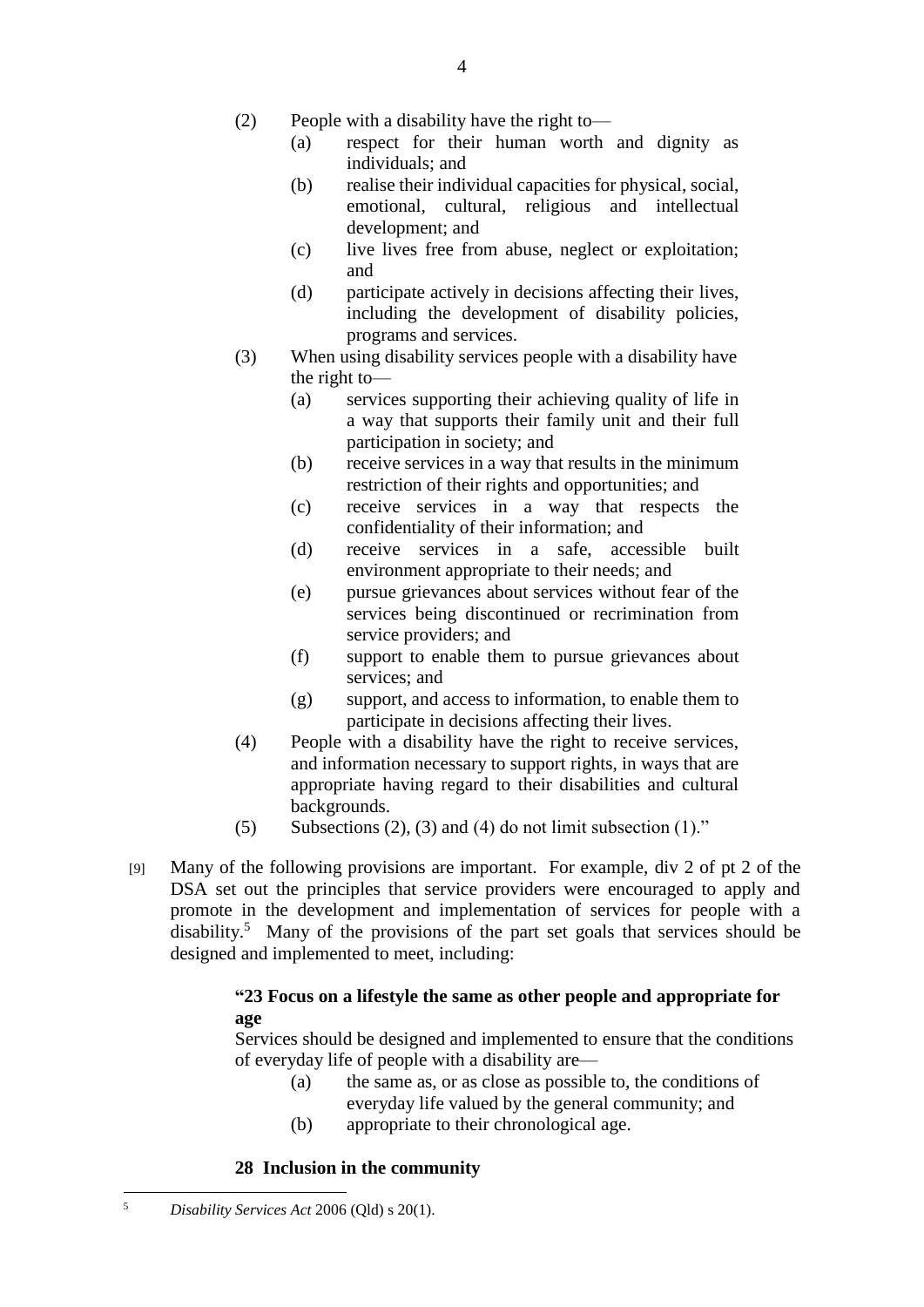(2) People with a disability have the right to—

(a) respect for their human worth and dignity as individuals; and

(b) realise their individual capacities for physical, social, emotional, cultural, religious and intellectual development; and

(c) live lives free from abuse, neglect or exploitation; and

(d) participate actively in decisions affecting their lives, including the development of disability policies, programs and services.

(3) When using disability services people with a disability have the right to—

(a) services supporting their achieving quality of life in a way that supports their family unit and their full participation in society; and

(b) receive services in a way that results in the minimum restriction of their rights and opportunities; and

(c) receive services in a way that respects the confidentiality of their information; and

(d) receive services in a safe, accessible built environment appropriate to their needs; and

(e) pursue grievances about services without fear of the services being discontinued or recrimination from service providers; and

(f) support to enable them to pursue grievances about services; and

(g) support, and access to information, to enable them to participate in decisions affecting their lives.

(4) People with a disability have the right to receive services, and information necessary to support rights, in ways that are appropriate having regard to their disabilities and cultural backgrounds.

(5) Subsections (2), (3) and (4) do not limit subsection (1)."

[9] Many of the following provisions are important. For example, div 2 of pt 2 of the DSA set out the principles that service providers were encouraged to apply and promote in the development and implementation of services for people with a disability.[5] Many of the provisions of the part set goals that services should be designed and implemented to meet, including:

> **"23 Focus on a lifestyle the same as other people and appropriate for age**
>
> Services should be designed and implemented to ensure that the conditions of everyday life of people with a disability are—
>
> (a) the same as, or as close as possible to, the conditions of everyday life valued by the general community; and
>
> (b) appropriate to their chronological age.
>
> **28 Inclusion in the community**

---

[5] *Disability Services Act* 2006 (Qld) s 20(1).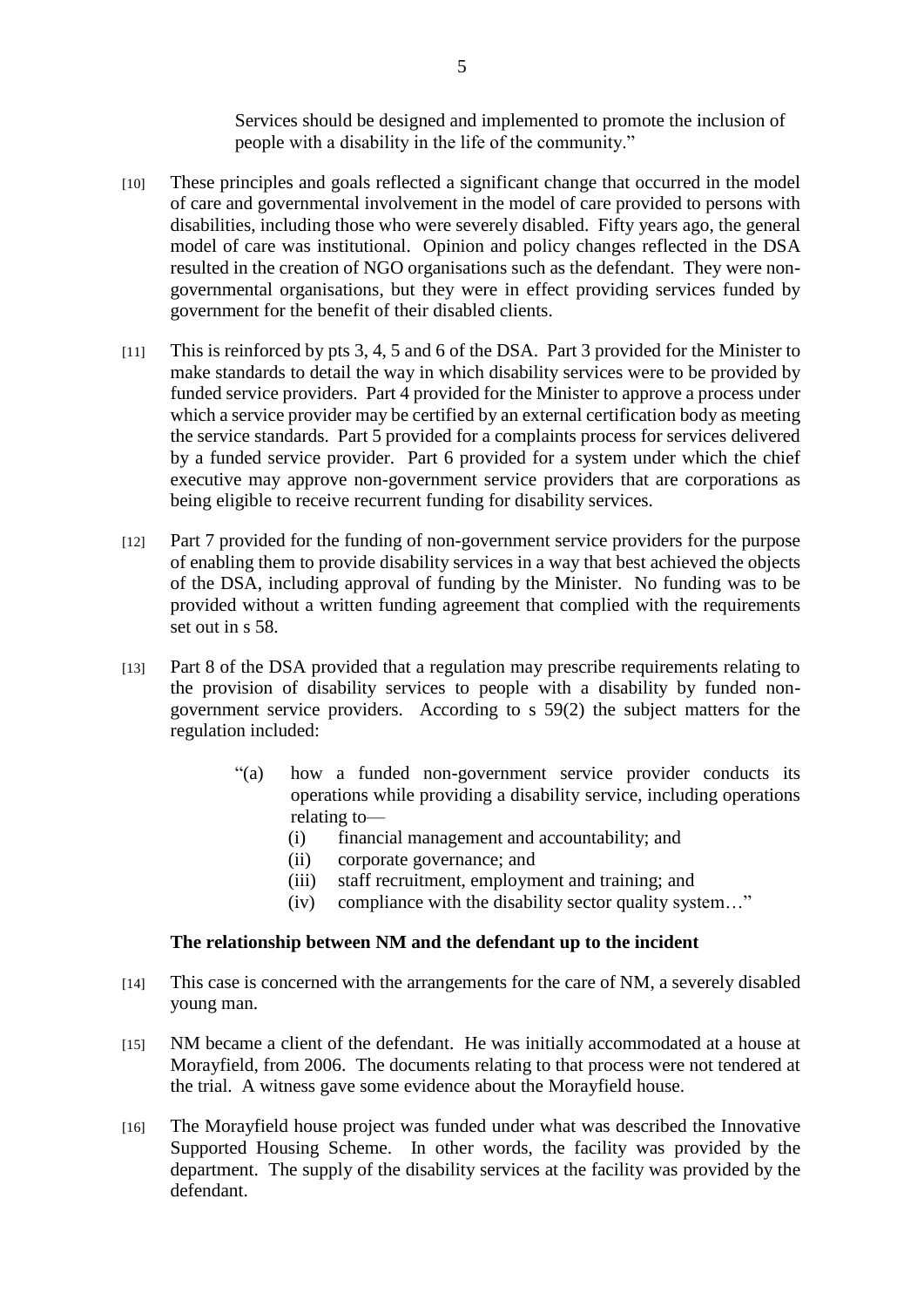Services should be designed and implemented to promote the inclusion of people with a disability in the life of the community."

[10] These principles and goals reflected a significant change that occurred in the model of care and governmental involvement in the model of care provided to persons with disabilities, including those who were severely disabled. Fifty years ago, the general model of care was institutional. Opinion and policy changes reflected in the DSA resulted in the creation of NGO organisations such as the defendant. They were non-governmental organisations, but they were in effect providing services funded by government for the benefit of their disabled clients.

[11] This is reinforced by pts 3, 4, 5 and 6 of the DSA. Part 3 provided for the Minister to make standards to detail the way in which disability services were to be provided by funded service providers. Part 4 provided for the Minister to approve a process under which a service provider may be certified by an external certification body as meeting the service standards. Part 5 provided for a complaints process for services delivered by a funded service provider. Part 6 provided for a system under which the chief executive may approve non-government service providers that are corporations as being eligible to receive recurrent funding for disability services.

[12] Part 7 provided for the funding of non-government service providers for the purpose of enabling them to provide disability services in a way that best achieved the objects of the DSA, including approval of funding by the Minister. No funding was to be provided without a written funding agreement that complied with the requirements set out in s 58.

[13] Part 8 of the DSA provided that a regulation may prescribe requirements relating to the provision of disability services to people with a disability by funded non-government service providers. According to s 59(2) the subject matters for the regulation included:

> "(a) how a funded non-government service provider conducts its operations while providing a disability service, including operations relating to—
> (i) financial management and accountability; and
> (ii) corporate governance; and
> (iii) staff recruitment, employment and training; and
> (iv) compliance with the disability sector quality system…"

### The relationship between NM and the defendant up to the incident

[14] This case is concerned with the arrangements for the care of NM, a severely disabled young man.

[15] NM became a client of the defendant. He was initially accommodated at a house at Morayfield, from 2006. The documents relating to that process were not tendered at the trial. A witness gave some evidence about the Morayfield house.

[16] The Morayfield house project was funded under what was described the Innovative Supported Housing Scheme. In other words, the facility was provided by the department. The supply of the disability services at the facility was provided by the defendant.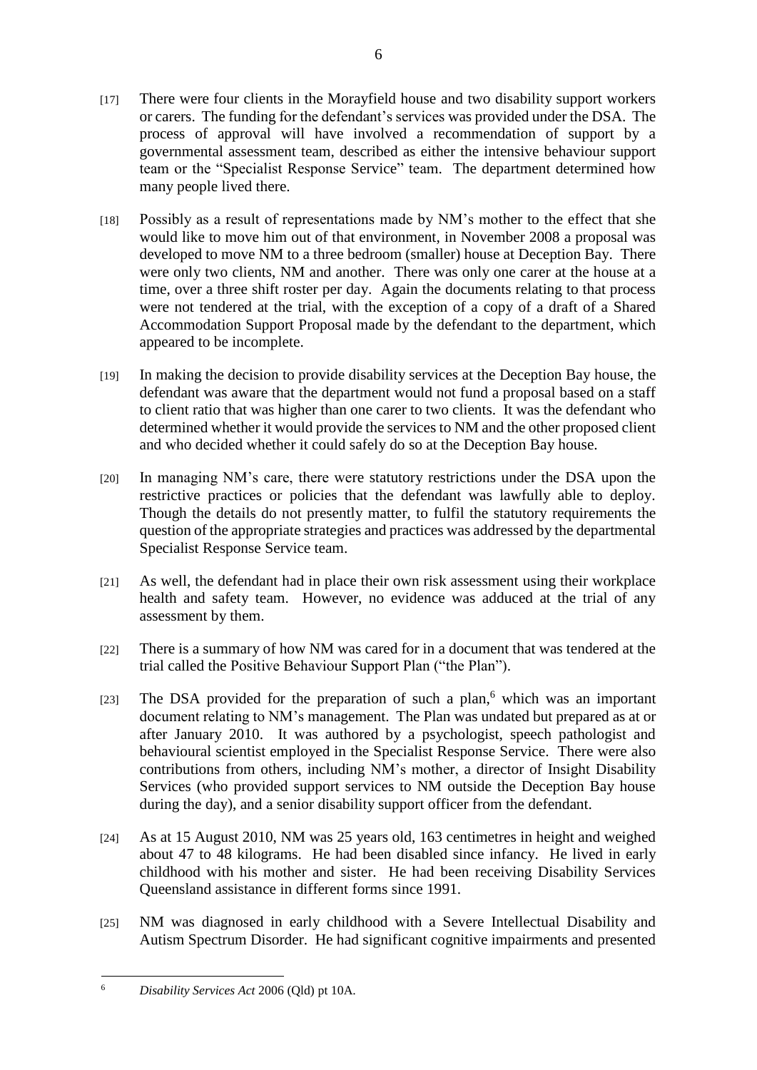[17] There were four clients in the Morayfield house and two disability support workers or carers. The funding for the defendant's services was provided under the DSA. The process of approval will have involved a recommendation of support by a governmental assessment team, described as either the intensive behaviour support team or the "Specialist Response Service" team. The department determined how many people lived there.

[18] Possibly as a result of representations made by NM's mother to the effect that she would like to move him out of that environment, in November 2008 a proposal was developed to move NM to a three bedroom (smaller) house at Deception Bay. There were only two clients, NM and another. There was only one carer at the house at a time, over a three shift roster per day. Again the documents relating to that process were not tendered at the trial, with the exception of a copy of a draft of a Shared Accommodation Support Proposal made by the defendant to the department, which appeared to be incomplete.

[19] In making the decision to provide disability services at the Deception Bay house, the defendant was aware that the department would not fund a proposal based on a staff to client ratio that was higher than one carer to two clients. It was the defendant who determined whether it would provide the services to NM and the other proposed client and who decided whether it could safely do so at the Deception Bay house.

[20] In managing NM's care, there were statutory restrictions under the DSA upon the restrictive practices or policies that the defendant was lawfully able to deploy. Though the details do not presently matter, to fulfil the statutory requirements the question of the appropriate strategies and practices was addressed by the departmental Specialist Response Service team.

[21] As well, the defendant had in place their own risk assessment using their workplace health and safety team. However, no evidence was adduced at the trial of any assessment by them.

[22] There is a summary of how NM was cared for in a document that was tendered at the trial called the Positive Behaviour Support Plan ("the Plan").

[23] The DSA provided for the preparation of such a plan,[6] which was an important document relating to NM's management. The Plan was undated but prepared as at or after January 2010. It was authored by a psychologist, speech pathologist and behavioural scientist employed in the Specialist Response Service. There were also contributions from others, including NM's mother, a director of Insight Disability Services (who provided support services to NM outside the Deception Bay house during the day), and a senior disability support officer from the defendant.

[24] As at 15 August 2010, NM was 25 years old, 163 centimetres in height and weighed about 47 to 48 kilograms. He had been disabled since infancy. He lived in early childhood with his mother and sister. He had been receiving Disability Services Queensland assistance in different forms since 1991.

[25] NM was diagnosed in early childhood with a Severe Intellectual Disability and Autism Spectrum Disorder. He had significant cognitive impairments and presented

---

[6] *Disability Services Act* 2006 (Qld) pt 10A.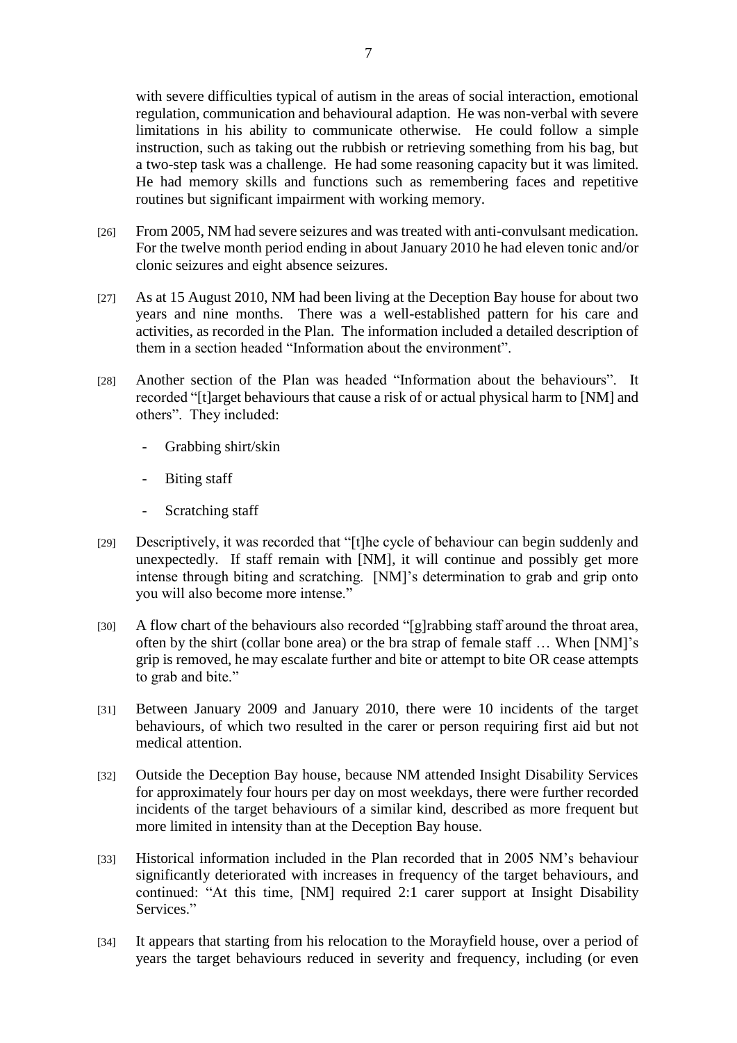with severe difficulties typical of autism in the areas of social interaction, emotional regulation, communication and behavioural adaption. He was non-verbal with severe limitations in his ability to communicate otherwise. He could follow a simple instruction, such as taking out the rubbish or retrieving something from his bag, but a two-step task was a challenge. He had some reasoning capacity but it was limited. He had memory skills and functions such as remembering faces and repetitive routines but significant impairment with working memory.

[26] From 2005, NM had severe seizures and was treated with anti-convulsant medication. For the twelve month period ending in about January 2010 he had eleven tonic and/or clonic seizures and eight absence seizures.

[27] As at 15 August 2010, NM had been living at the Deception Bay house for about two years and nine months. There was a well-established pattern for his care and activities, as recorded in the Plan. The information included a detailed description of them in a section headed "Information about the environment".

[28] Another section of the Plan was headed "Information about the behaviours". It recorded "[t]arget behaviours that cause a risk of or actual physical harm to [NM] and others". They included:

- Grabbing shirt/skin
- Biting staff
- Scratching staff

[29] Descriptively, it was recorded that "[t]he cycle of behaviour can begin suddenly and unexpectedly. If staff remain with [NM], it will continue and possibly get more intense through biting and scratching. [NM]'s determination to grab and grip onto you will also become more intense."

[30] A flow chart of the behaviours also recorded "[g]rabbing staff around the throat area, often by the shirt (collar bone area) or the bra strap of female staff … When [NM]'s grip is removed, he may escalate further and bite or attempt to bite OR cease attempts to grab and bite."

[31] Between January 2009 and January 2010, there were 10 incidents of the target behaviours, of which two resulted in the carer or person requiring first aid but not medical attention.

[32] Outside the Deception Bay house, because NM attended Insight Disability Services for approximately four hours per day on most weekdays, there were further recorded incidents of the target behaviours of a similar kind, described as more frequent but more limited in intensity than at the Deception Bay house.

[33] Historical information included in the Plan recorded that in 2005 NM's behaviour significantly deteriorated with increases in frequency of the target behaviours, and continued: "At this time, [NM] required 2:1 carer support at Insight Disability Services."

[34] It appears that starting from his relocation to the Morayfield house, over a period of years the target behaviours reduced in severity and frequency, including (or even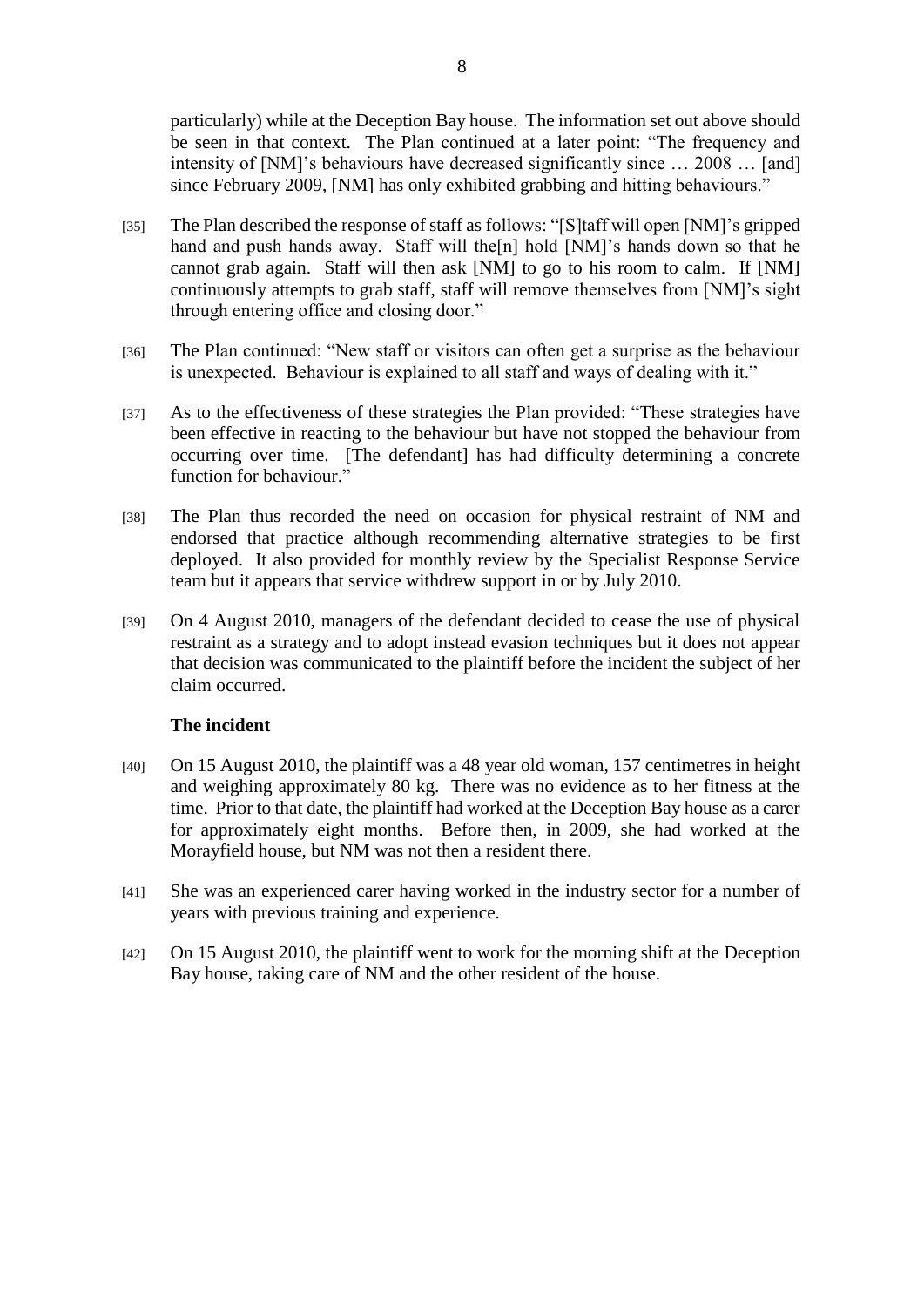particularly) while at the Deception Bay house. The information set out above should be seen in that context. The Plan continued at a later point: "The frequency and intensity of [NM]'s behaviours have decreased significantly since … 2008 … [and] since February 2009, [NM] has only exhibited grabbing and hitting behaviours."

[35] The Plan described the response of staff as follows: "[S]taff will open [NM]'s gripped hand and push hands away. Staff will the[n] hold [NM]'s hands down so that he cannot grab again. Staff will then ask [NM] to go to his room to calm. If [NM] continuously attempts to grab staff, staff will remove themselves from [NM]'s sight through entering office and closing door."

[36] The Plan continued: "New staff or visitors can often get a surprise as the behaviour is unexpected. Behaviour is explained to all staff and ways of dealing with it."

[37] As to the effectiveness of these strategies the Plan provided: "These strategies have been effective in reacting to the behaviour but have not stopped the behaviour from occurring over time. [The defendant] has had difficulty determining a concrete function for behaviour."

[38] The Plan thus recorded the need on occasion for physical restraint of NM and endorsed that practice although recommending alternative strategies to be first deployed. It also provided for monthly review by the Specialist Response Service team but it appears that service withdrew support in or by July 2010.

[39] On 4 August 2010, managers of the defendant decided to cease the use of physical restraint as a strategy and to adopt instead evasion techniques but it does not appear that decision was communicated to the plaintiff before the incident the subject of her claim occurred.

### The incident

[40] On 15 August 2010, the plaintiff was a 48 year old woman, 157 centimetres in height and weighing approximately 80 kg. There was no evidence as to her fitness at the time. Prior to that date, the plaintiff had worked at the Deception Bay house as a carer for approximately eight months. Before then, in 2009, she had worked at the Morayfield house, but NM was not then a resident there.

[41] She was an experienced carer having worked in the industry sector for a number of years with previous training and experience.

[42] On 15 August 2010, the plaintiff went to work for the morning shift at the Deception Bay house, taking care of NM and the other resident of the house.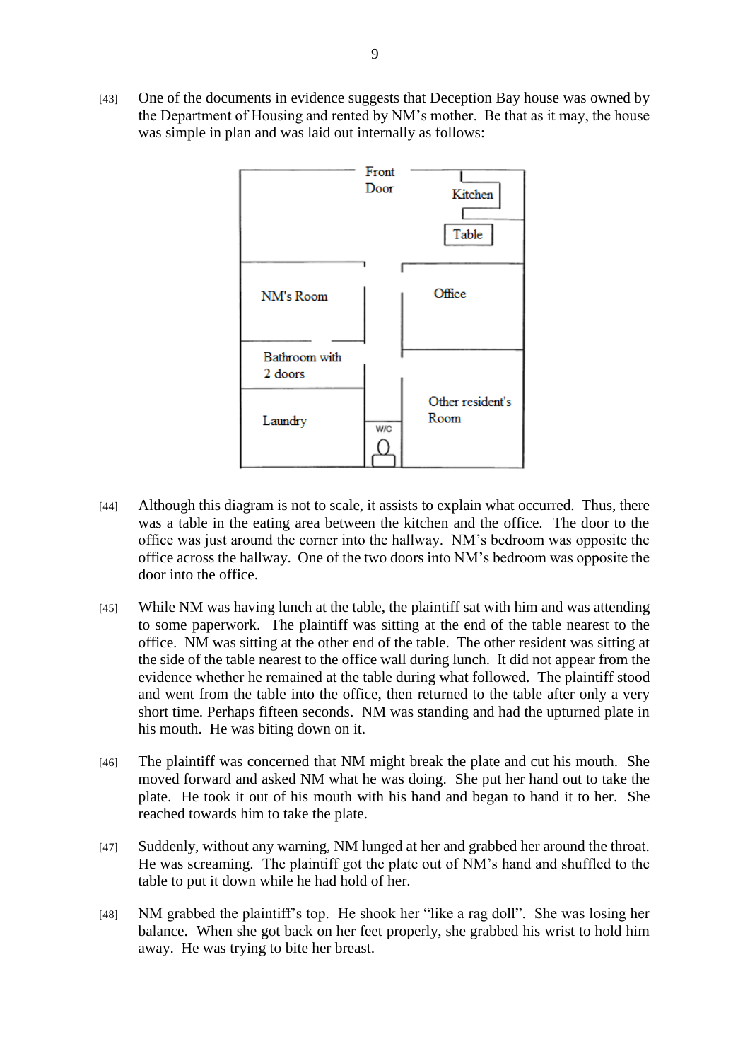[43] One of the documents in evidence suggests that Deception Bay house was owned by the Department of Housing and rented by NM's mother. Be that as it may, the house was simple in plan and was laid out internally as follows:

[44] Although this diagram is not to scale, it assists to explain what occurred. Thus, there was a table in the eating area between the kitchen and the office. The door to the office was just around the corner into the hallway. NM's bedroom was opposite the office across the hallway. One of the two doors into NM's bedroom was opposite the door into the office.

[45] While NM was having lunch at the table, the plaintiff sat with him and was attending to some paperwork. The plaintiff was sitting at the end of the table nearest to the office. NM was sitting at the other end of the table. The other resident was sitting at the side of the table nearest to the office wall during lunch. It did not appear from the evidence whether he remained at the table during what followed. The plaintiff stood and went from the table into the office, then returned to the table after only a very short time. Perhaps fifteen seconds. NM was standing and had the upturned plate in his mouth. He was biting down on it.

[46] The plaintiff was concerned that NM might break the plate and cut his mouth. She moved forward and asked NM what he was doing. She put her hand out to take the plate. He took it out of his mouth with his hand and began to hand it to her. She reached towards him to take the plate.

[47] Suddenly, without any warning, NM lunged at her and grabbed her around the throat. He was screaming. The plaintiff got the plate out of NM's hand and shuffled to the table to put it down while he had hold of her.

[48] NM grabbed the plaintiff's top. He shook her "like a rag doll". She was losing her balance. When she got back on her feet properly, she grabbed his wrist to hold him away. He was trying to bite her breast.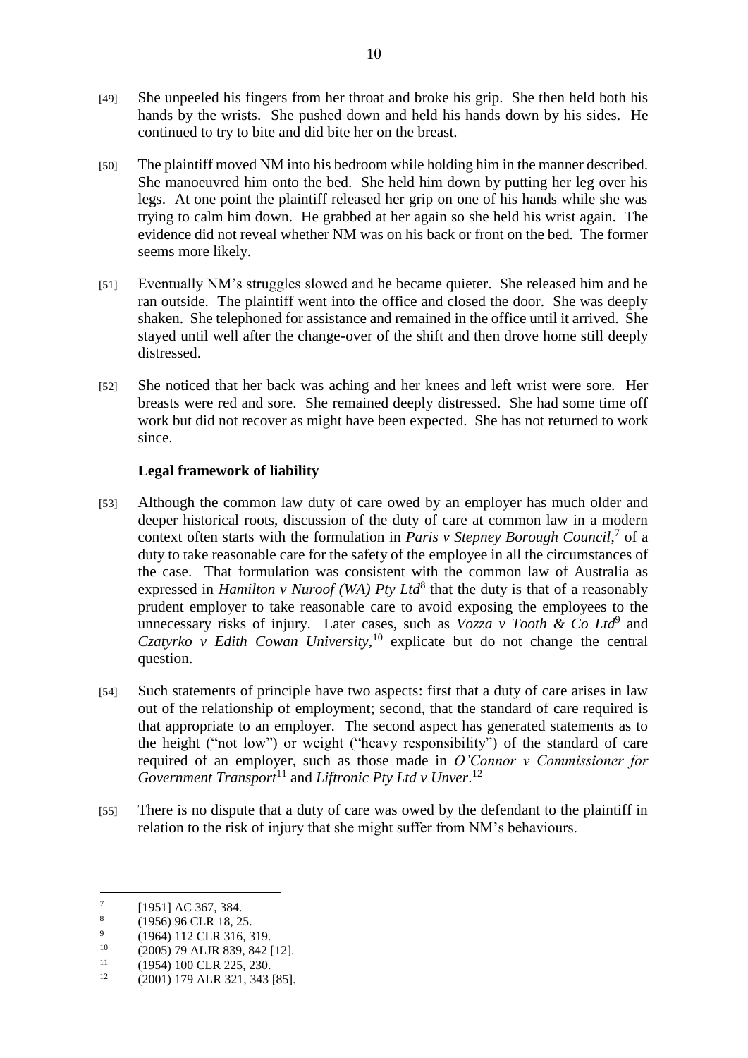[49] She unpeeled his fingers from her throat and broke his grip. She then held both his hands by the wrists. She pushed down and held his hands down by his sides. He continued to try to bite and did bite her on the breast.

[50] The plaintiff moved NM into his bedroom while holding him in the manner described. She manoeuvred him onto the bed. She held him down by putting her leg over his legs. At one point the plaintiff released her grip on one of his hands while she was trying to calm him down. He grabbed at her again so she held his wrist again. The evidence did not reveal whether NM was on his back or front on the bed. The former seems more likely.

[51] Eventually NM's struggles slowed and he became quieter. She released him and he ran outside. The plaintiff went into the office and closed the door. She was deeply shaken. She telephoned for assistance and remained in the office until it arrived. She stayed until well after the change-over of the shift and then drove home still deeply distressed.

[52] She noticed that her back was aching and her knees and left wrist were sore. Her breasts were red and sore. She remained deeply distressed. She had some time off work but did not recover as might have been expected. She has not returned to work since.

### Legal framework of liability

[53] Although the common law duty of care owed by an employer has much older and deeper historical roots, discussion of the duty of care at common law in a modern context often starts with the formulation in *Paris v Stepney Borough Council*,[7] of a duty to take reasonable care for the safety of the employee in all the circumstances of the case. That formulation was consistent with the common law of Australia as expressed in *Hamilton v Nuroof (WA) Pty Ltd*[8] that the duty is that of a reasonably prudent employer to take reasonable care to avoid exposing the employees to the unnecessary risks of injury. Later cases, such as *Vozza v Tooth & Co Ltd*[9] and *Czatyrko v Edith Cowan University*,[10] explicate but do not change the central question.

[54] Such statements of principle have two aspects: first that a duty of care arises in law out of the relationship of employment; second, that the standard of care required is that appropriate to an employer. The second aspect has generated statements as to the height ("not low") or weight ("heavy responsibility") of the standard of care required of an employer, such as those made in *O'Connor v Commissioner for Government Transport*[11] and *Liftronic Pty Ltd v Unver*.[12]

[55] There is no dispute that a duty of care was owed by the defendant to the plaintiff in relation to the risk of injury that she might suffer from NM's behaviours.

---

[7] [1951] AC 367, 384.

[8] (1956) 96 CLR 18, 25.

[9] (1964) 112 CLR 316, 319.

[10] (2005) 79 ALJR 839, 842 [12].

[11] (1954) 100 CLR 225, 230.

[12] (2001) 179 ALR 321, 343 [85].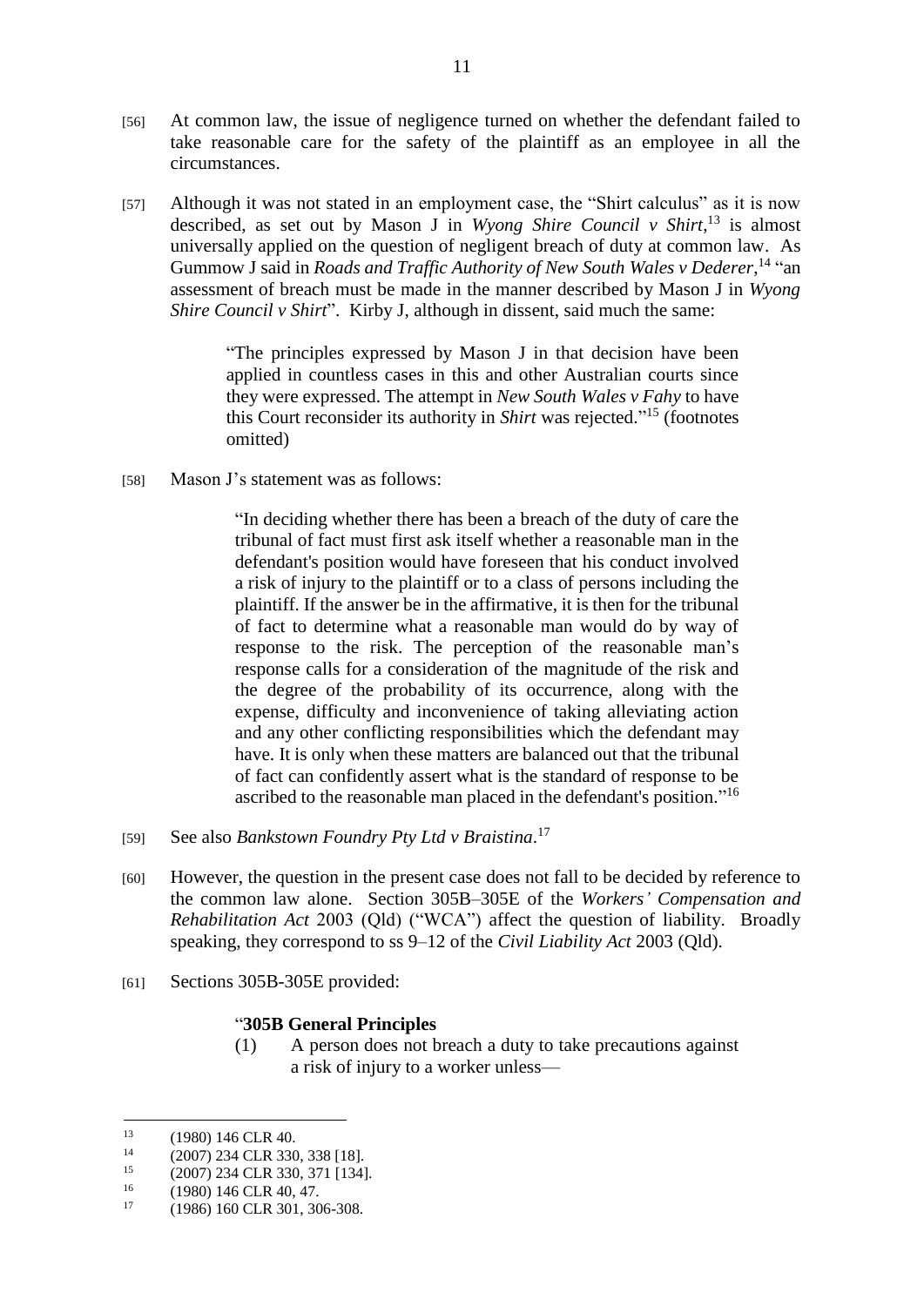[56] At common law, the issue of negligence turned on whether the defendant failed to take reasonable care for the safety of the plaintiff as an employee in all the circumstances.

[57] Although it was not stated in an employment case, the "Shirt calculus" as it is now described, as set out by Mason J in *Wyong Shire Council v Shirt*,[13] is almost universally applied on the question of negligent breach of duty at common law. As Gummow J said in *Roads and Traffic Authority of New South Wales v Dederer*,[14] "an assessment of breach must be made in the manner described by Mason J in *Wyong Shire Council v Shirt*". Kirby J, although in dissent, said much the same:

> "The principles expressed by Mason J in that decision have been applied in countless cases in this and other Australian courts since they were expressed. The attempt in *New South Wales v Fahy* to have this Court reconsider its authority in *Shirt* was rejected."[15] (footnotes omitted)

[58] Mason J's statement was as follows:

> "In deciding whether there has been a breach of the duty of care the tribunal of fact must first ask itself whether a reasonable man in the defendant's position would have foreseen that his conduct involved a risk of injury to the plaintiff or to a class of persons including the plaintiff. If the answer be in the affirmative, it is then for the tribunal of fact to determine what a reasonable man would do by way of response to the risk. The perception of the reasonable man's response calls for a consideration of the magnitude of the risk and the degree of the probability of its occurrence, along with the expense, difficulty and inconvenience of taking alleviating action and any other conflicting responsibilities which the defendant may have. It is only when these matters are balanced out that the tribunal of fact can confidently assert what is the standard of response to be ascribed to the reasonable man placed in the defendant's position."[16]

[59] See also *Bankstown Foundry Pty Ltd v Braistina*.[17]

[60] However, the question in the present case does not fall to be decided by reference to the common law alone. Section 305B–305E of the *Workers' Compensation and Rehabilitation Act* 2003 (Qld) ("WCA") affect the question of liability. Broadly speaking, they correspond to ss 9–12 of the *Civil Liability Act* 2003 (Qld).

[61] Sections 305B-305E provided:

> "**305B General Principles**
>
> (1) A person does not breach a duty to take precautions against a risk of injury to a worker unless—

---

[13] (1980) 146 CLR 40.

[14] (2007) 234 CLR 330, 338 [18].

[15] (2007) 234 CLR 330, 371 [134].

[16] (1980) 146 CLR 40, 47.

[17] (1986) 160 CLR 301, 306-308.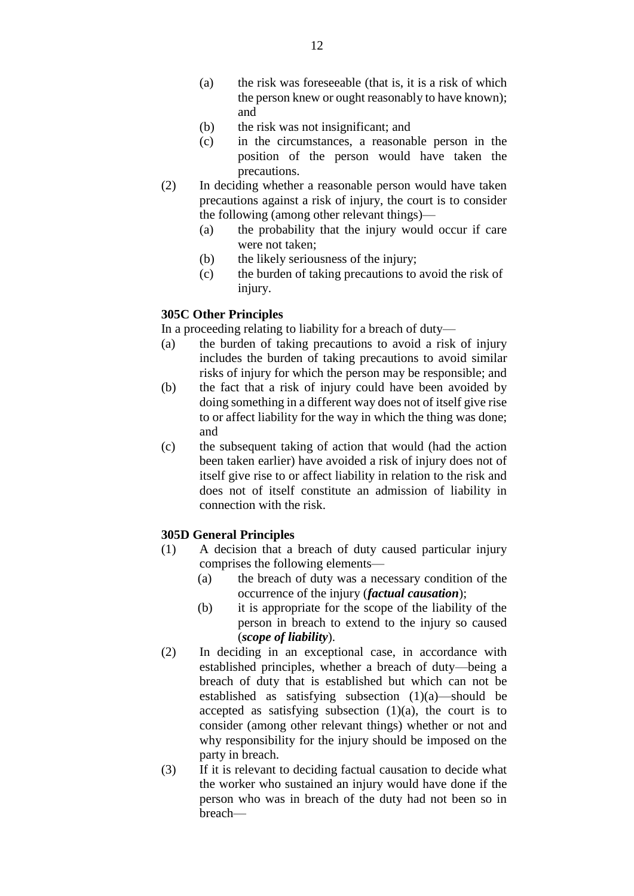(a) the risk was foreseeable (that is, it is a risk of which the person knew or ought reasonably to have known); and

(b) the risk was not insignificant; and

(c) in the circumstances, a reasonable person in the position of the person would have taken the precautions.

(2) In deciding whether a reasonable person would have taken precautions against a risk of injury, the court is to consider the following (among other relevant things)—

(a) the probability that the injury would occur if care were not taken;

(b) the likely seriousness of the injury;

(c) the burden of taking precautions to avoid the risk of injury.

**305C Other Principles**

In a proceeding relating to liability for a breach of duty—

(a) the burden of taking precautions to avoid a risk of injury includes the burden of taking precautions to avoid similar risks of injury for which the person may be responsible; and

(b) the fact that a risk of injury could have been avoided by doing something in a different way does not of itself give rise to or affect liability for the way in which the thing was done; and

(c) the subsequent taking of action that would (had the action been taken earlier) have avoided a risk of injury does not of itself give rise to or affect liability in relation to the risk and does not of itself constitute an admission of liability in connection with the risk.

**305D General Principles**

(1) A decision that a breach of duty caused particular injury comprises the following elements—

(a) the breach of duty was a necessary condition of the occurrence of the injury (***factual causation***);

(b) it is appropriate for the scope of the liability of the person in breach to extend to the injury so caused (***scope of liability***).

(2) In deciding in an exceptional case, in accordance with established principles, whether a breach of duty—being a breach of duty that is established but which can not be established as satisfying subsection (1)(a)—should be accepted as satisfying subsection (1)(a), the court is to consider (among other relevant things) whether or not and why responsibility for the injury should be imposed on the party in breach.

(3) If it is relevant to deciding factual causation to decide what the worker who sustained an injury would have done if the person who was in breach of the duty had not been so in breach—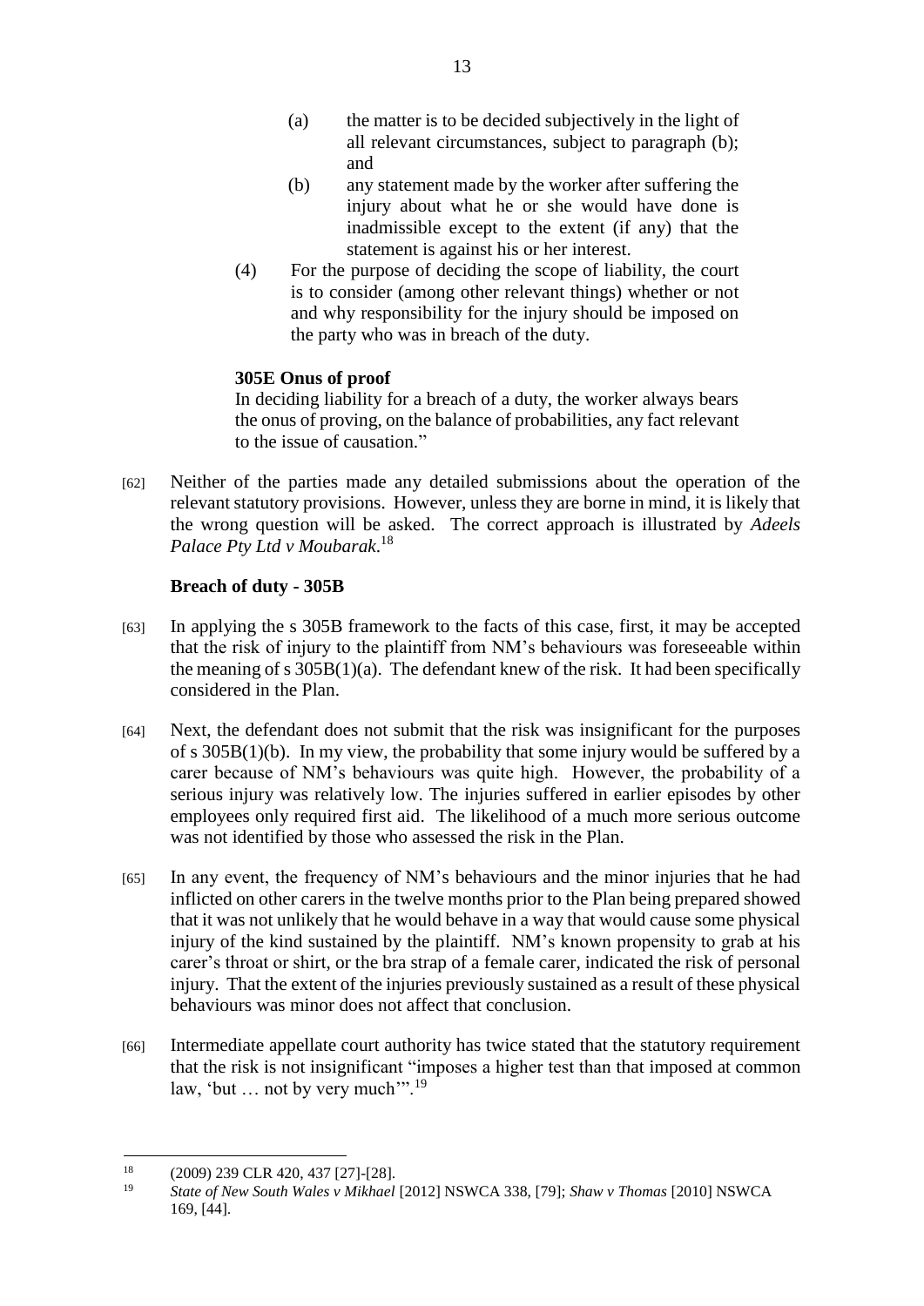(a) the matter is to be decided subjectively in the light of all relevant circumstances, subject to paragraph (b); and

(b) any statement made by the worker after suffering the injury about what he or she would have done is inadmissible except to the extent (if any) that the statement is against his or her interest.

(4) For the purpose of deciding the scope of liability, the court is to consider (among other relevant things) whether or not and why responsibility for the injury should be imposed on the party who was in breach of the duty.

**305E Onus of proof**

In deciding liability for a breach of a duty, the worker always bears the onus of proving, on the balance of probabilities, any fact relevant to the issue of causation."

[62] Neither of the parties made any detailed submissions about the operation of the relevant statutory provisions. However, unless they are borne in mind, it is likely that the wrong question will be asked. The correct approach is illustrated by *Adeels Palace Pty Ltd v Moubarak*.[18]

### Breach of duty - 305B

[63] In applying the s 305B framework to the facts of this case, first, it may be accepted that the risk of injury to the plaintiff from NM's behaviours was foreseeable within the meaning of s 305B(1)(a). The defendant knew of the risk. It had been specifically considered in the Plan.

[64] Next, the defendant does not submit that the risk was insignificant for the purposes of s 305B(1)(b). In my view, the probability that some injury would be suffered by a carer because of NM's behaviours was quite high. However, the probability of a serious injury was relatively low. The injuries suffered in earlier episodes by other employees only required first aid. The likelihood of a much more serious outcome was not identified by those who assessed the risk in the Plan.

[65] In any event, the frequency of NM's behaviours and the minor injuries that he had inflicted on other carers in the twelve months prior to the Plan being prepared showed that it was not unlikely that he would behave in a way that would cause some physical injury of the kind sustained by the plaintiff. NM's known propensity to grab at his carer's throat or shirt, or the bra strap of a female carer, indicated the risk of personal injury. That the extent of the injuries previously sustained as a result of these physical behaviours was minor does not affect that conclusion.

[66] Intermediate appellate court authority has twice stated that the statutory requirement that the risk is not insignificant "imposes a higher test than that imposed at common law, 'but … not by very much'".[19]

---

[18] (2009) 239 CLR 420, 437 [27]-[28].

[19] *State of New South Wales v Mikhael* [2012] NSWCA 338, [79]; *Shaw v Thomas* [2010] NSWCA 169, [44].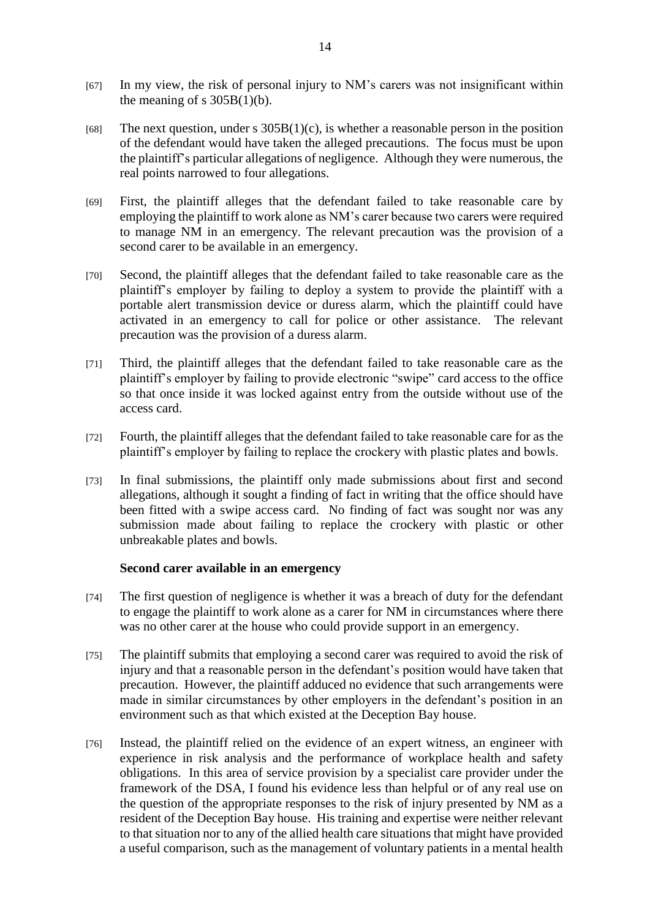[67] In my view, the risk of personal injury to NM's carers was not insignificant within the meaning of s 305B(1)(b).

[68] The next question, under s 305B(1)(c), is whether a reasonable person in the position of the defendant would have taken the alleged precautions. The focus must be upon the plaintiff's particular allegations of negligence. Although they were numerous, the real points narrowed to four allegations.

[69] First, the plaintiff alleges that the defendant failed to take reasonable care by employing the plaintiff to work alone as NM's carer because two carers were required to manage NM in an emergency. The relevant precaution was the provision of a second carer to be available in an emergency.

[70] Second, the plaintiff alleges that the defendant failed to take reasonable care as the plaintiff's employer by failing to deploy a system to provide the plaintiff with a portable alert transmission device or duress alarm, which the plaintiff could have activated in an emergency to call for police or other assistance. The relevant precaution was the provision of a duress alarm.

[71] Third, the plaintiff alleges that the defendant failed to take reasonable care as the plaintiff's employer by failing to provide electronic "swipe" card access to the office so that once inside it was locked against entry from the outside without use of the access card.

[72] Fourth, the plaintiff alleges that the defendant failed to take reasonable care for as the plaintiff's employer by failing to replace the crockery with plastic plates and bowls.

[73] In final submissions, the plaintiff only made submissions about first and second allegations, although it sought a finding of fact in writing that the office should have been fitted with a swipe access card. No finding of fact was sought nor was any submission made about failing to replace the crockery with plastic or other unbreakable plates and bowls.

### Second carer available in an emergency

[74] The first question of negligence is whether it was a breach of duty for the defendant to engage the plaintiff to work alone as a carer for NM in circumstances where there was no other carer at the house who could provide support in an emergency.

[75] The plaintiff submits that employing a second carer was required to avoid the risk of injury and that a reasonable person in the defendant's position would have taken that precaution. However, the plaintiff adduced no evidence that such arrangements were made in similar circumstances by other employers in the defendant's position in an environment such as that which existed at the Deception Bay house.

[76] Instead, the plaintiff relied on the evidence of an expert witness, an engineer with experience in risk analysis and the performance of workplace health and safety obligations. In this area of service provision by a specialist care provider under the framework of the DSA, I found his evidence less than helpful or of any real use on the question of the appropriate responses to the risk of injury presented by NM as a resident of the Deception Bay house. His training and expertise were neither relevant to that situation nor to any of the allied health care situations that might have provided a useful comparison, such as the management of voluntary patients in a mental health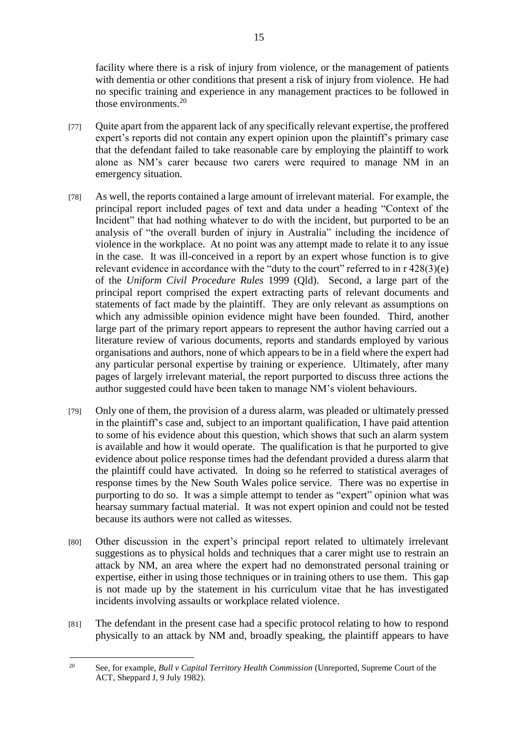facility where there is a risk of injury from violence, or the management of patients with dementia or other conditions that present a risk of injury from violence. He had no specific training and experience in any management practices to be followed in those environments.[20]

[77] Quite apart from the apparent lack of any specifically relevant expertise, the proffered expert's reports did not contain any expert opinion upon the plaintiff's primary case that the defendant failed to take reasonable care by employing the plaintiff to work alone as NM's carer because two carers were required to manage NM in an emergency situation.

[78] As well, the reports contained a large amount of irrelevant material. For example, the principal report included pages of text and data under a heading "Context of the Incident" that had nothing whatever to do with the incident, but purported to be an analysis of "the overall burden of injury in Australia" including the incidence of violence in the workplace. At no point was any attempt made to relate it to any issue in the case. It was ill-conceived in a report by an expert whose function is to give relevant evidence in accordance with the "duty to the court" referred to in r 428(3)(e) of the *Uniform Civil Procedure Rules* 1999 (Qld). Second, a large part of the principal report comprised the expert extracting parts of relevant documents and statements of fact made by the plaintiff. They are only relevant as assumptions on which any admissible opinion evidence might have been founded. Third, another large part of the primary report appears to represent the author having carried out a literature review of various documents, reports and standards employed by various organisations and authors, none of which appears to be in a field where the expert had any particular personal expertise by training or experience. Ultimately, after many pages of largely irrelevant material, the report purported to discuss three actions the author suggested could have been taken to manage NM's violent behaviours.

[79] Only one of them, the provision of a duress alarm, was pleaded or ultimately pressed in the plaintiff's case and, subject to an important qualification, I have paid attention to some of his evidence about this question, which shows that such an alarm system is available and how it would operate. The qualification is that he purported to give evidence about police response times had the defendant provided a duress alarm that the plaintiff could have activated. In doing so he referred to statistical averages of response times by the New South Wales police service. There was no expertise in purporting to do so. It was a simple attempt to tender as "expert" opinion what was hearsay summary factual material. It was not expert opinion and could not be tested because its authors were not called as witesses.

[80] Other discussion in the expert's principal report related to ultimately irrelevant suggestions as to physical holds and techniques that a carer might use to restrain an attack by NM, an area where the expert had no demonstrated personal training or expertise, either in using those techniques or in training others to use them. This gap is not made up by the statement in his curriculum vitae that he has investigated incidents involving assaults or workplace related violence.

[81] The defendant in the present case had a specific protocol relating to how to respond physically to an attack by NM and, broadly speaking, the plaintiff appears to have

---

[20] See, for example, *Bull v Capital Territory Health Commission* (Unreported, Supreme Court of the ACT, Sheppard J, 9 July 1982).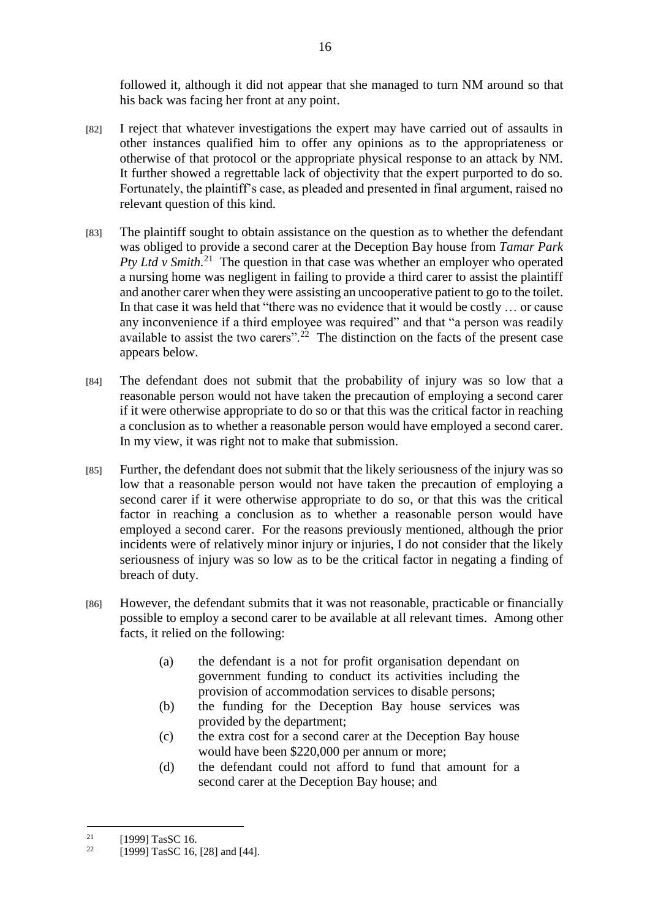followed it, although it did not appear that she managed to turn NM around so that his back was facing her front at any point.

[82] I reject that whatever investigations the expert may have carried out of assaults in other instances qualified him to offer any opinions as to the appropriateness or otherwise of that protocol or the appropriate physical response to an attack by NM. It further showed a regrettable lack of objectivity that the expert purported to do so. Fortunately, the plaintiff's case, as pleaded and presented in final argument, raised no relevant question of this kind.

[83] The plaintiff sought to obtain assistance on the question as to whether the defendant was obliged to provide a second carer at the Deception Bay house from *Tamar Park Pty Ltd v Smith.*[21] The question in that case was whether an employer who operated a nursing home was negligent in failing to provide a third carer to assist the plaintiff and another carer when they were assisting an uncooperative patient to go to the toilet. In that case it was held that "there was no evidence that it would be costly … or cause any inconvenience if a third employee was required" and that "a person was readily available to assist the two carers".[22] The distinction on the facts of the present case appears below.

[84] The defendant does not submit that the probability of injury was so low that a reasonable person would not have taken the precaution of employing a second carer if it were otherwise appropriate to do so or that this was the critical factor in reaching a conclusion as to whether a reasonable person would have employed a second carer. In my view, it was right not to make that submission.

[85] Further, the defendant does not submit that the likely seriousness of the injury was so low that a reasonable person would not have taken the precaution of employing a second carer if it were otherwise appropriate to do so, or that this was the critical factor in reaching a conclusion as to whether a reasonable person would have employed a second carer. For the reasons previously mentioned, although the prior incidents were of relatively minor injury or injuries, I do not consider that the likely seriousness of injury was so low as to be the critical factor in negating a finding of breach of duty.

[86] However, the defendant submits that it was not reasonable, practicable or financially possible to employ a second carer to be available at all relevant times. Among other facts, it relied on the following:

> (a) the defendant is a not for profit organisation dependant on government funding to conduct its activities including the provision of accommodation services to disable persons;
>
> (b) the funding for the Deception Bay house services was provided by the department;
>
> (c) the extra cost for a second carer at the Deception Bay house would have been $220,000 per annum or more;
>
> (d) the defendant could not afford to fund that amount for a second carer at the Deception Bay house; and

---

[21] [1999] TasSC 16.

[22] [1999] TasSC 16, [28] and [44].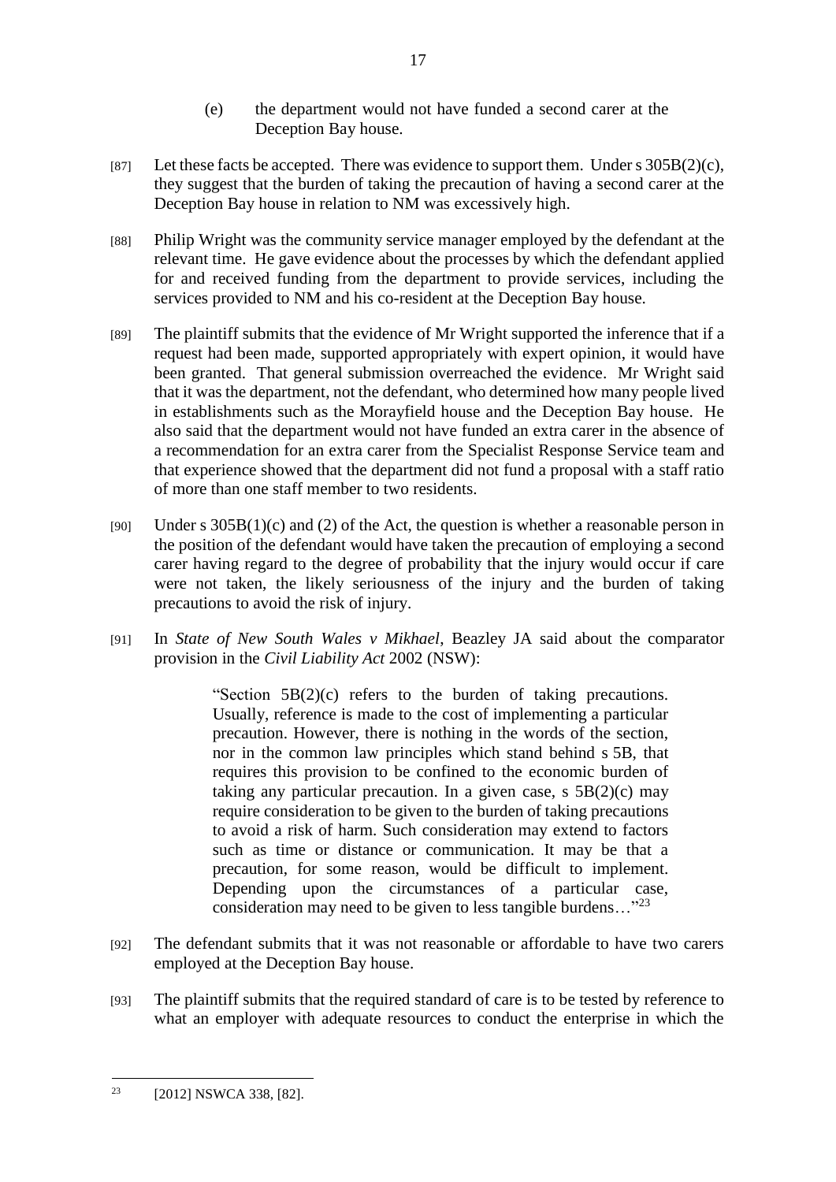(e) the department would not have funded a second carer at the Deception Bay house.

[87] Let these facts be accepted. There was evidence to support them. Under s 305B(2)(c), they suggest that the burden of taking the precaution of having a second carer at the Deception Bay house in relation to NM was excessively high.

[88] Philip Wright was the community service manager employed by the defendant at the relevant time. He gave evidence about the processes by which the defendant applied for and received funding from the department to provide services, including the services provided to NM and his co-resident at the Deception Bay house.

[89] The plaintiff submits that the evidence of Mr Wright supported the inference that if a request had been made, supported appropriately with expert opinion, it would have been granted. That general submission overreached the evidence. Mr Wright said that it was the department, not the defendant, who determined how many people lived in establishments such as the Morayfield house and the Deception Bay house. He also said that the department would not have funded an extra carer in the absence of a recommendation for an extra carer from the Specialist Response Service team and that experience showed that the department did not fund a proposal with a staff ratio of more than one staff member to two residents.

[90] Under s 305B(1)(c) and (2) of the Act, the question is whether a reasonable person in the position of the defendant would have taken the precaution of employing a second carer having regard to the degree of probability that the injury would occur if care were not taken, the likely seriousness of the injury and the burden of taking precautions to avoid the risk of injury.

[91] In *State of New South Wales v Mikhael*, Beazley JA said about the comparator provision in the *Civil Liability Act* 2002 (NSW):

> "Section 5B(2)(c) refers to the burden of taking precautions. Usually, reference is made to the cost of implementing a particular precaution. However, there is nothing in the words of the section, nor in the common law principles which stand behind s 5B, that requires this provision to be confined to the economic burden of taking any particular precaution. In a given case, s 5B(2)(c) may require consideration to be given to the burden of taking precautions to avoid a risk of harm. Such consideration may extend to factors such as time or distance or communication. It may be that a precaution, for some reason, would be difficult to implement. Depending upon the circumstances of a particular case, consideration may need to be given to less tangible burdens…"[23]

[92] The defendant submits that it was not reasonable or affordable to have two carers employed at the Deception Bay house.

[93] The plaintiff submits that the required standard of care is to be tested by reference to what an employer with adequate resources to conduct the enterprise in which the

---

[23] [2012] NSWCA 338, [82].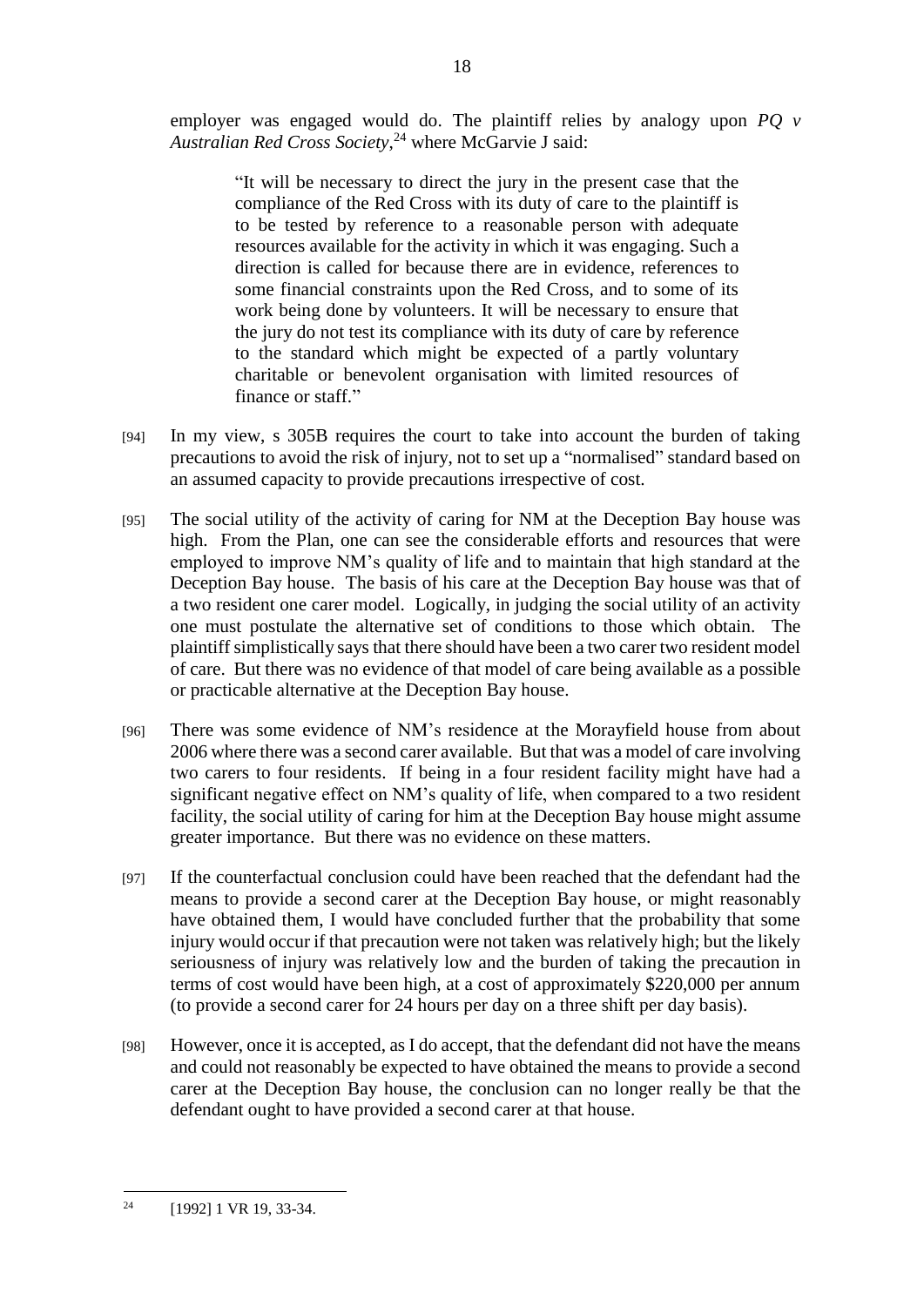employer was engaged would do. The plaintiff relies by analogy upon *PQ v Australian Red Cross Society*,[24] where McGarvie J said:

> "It will be necessary to direct the jury in the present case that the compliance of the Red Cross with its duty of care to the plaintiff is to be tested by reference to a reasonable person with adequate resources available for the activity in which it was engaging. Such a direction is called for because there are in evidence, references to some financial constraints upon the Red Cross, and to some of its work being done by volunteers. It will be necessary to ensure that the jury do not test its compliance with its duty of care by reference to the standard which might be expected of a partly voluntary charitable or benevolent organisation with limited resources of finance or staff."

[94] In my view, s 305B requires the court to take into account the burden of taking precautions to avoid the risk of injury, not to set up a "normalised" standard based on an assumed capacity to provide precautions irrespective of cost.

[95] The social utility of the activity of caring for NM at the Deception Bay house was high. From the Plan, one can see the considerable efforts and resources that were employed to improve NM's quality of life and to maintain that high standard at the Deception Bay house. The basis of his care at the Deception Bay house was that of a two resident one carer model. Logically, in judging the social utility of an activity one must postulate the alternative set of conditions to those which obtain. The plaintiff simplistically says that there should have been a two carer two resident model of care. But there was no evidence of that model of care being available as a possible or practicable alternative at the Deception Bay house.

[96] There was some evidence of NM's residence at the Morayfield house from about 2006 where there was a second carer available. But that was a model of care involving two carers to four residents. If being in a four resident facility might have had a significant negative effect on NM's quality of life, when compared to a two resident facility, the social utility of caring for him at the Deception Bay house might assume greater importance. But there was no evidence on these matters.

[97] If the counterfactual conclusion could have been reached that the defendant had the means to provide a second carer at the Deception Bay house, or might reasonably have obtained them, I would have concluded further that the probability that some injury would occur if that precaution were not taken was relatively high; but the likely seriousness of injury was relatively low and the burden of taking the precaution in terms of cost would have been high, at a cost of approximately $220,000 per annum (to provide a second carer for 24 hours per day on a three shift per day basis).

[98] However, once it is accepted, as I do accept, that the defendant did not have the means and could not reasonably be expected to have obtained the means to provide a second carer at the Deception Bay house, the conclusion can no longer really be that the defendant ought to have provided a second carer at that house.

---

[24] [1992] 1 VR 19, 33-34.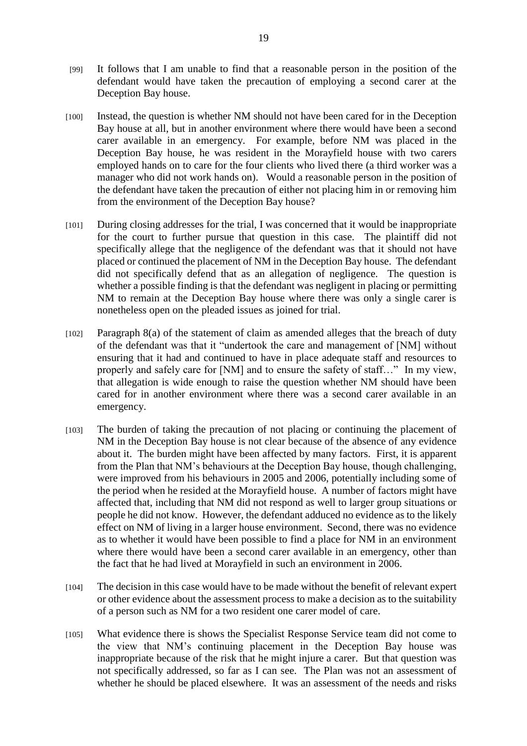[99] It follows that I am unable to find that a reasonable person in the position of the defendant would have taken the precaution of employing a second carer at the Deception Bay house.

[100] Instead, the question is whether NM should not have been cared for in the Deception Bay house at all, but in another environment where there would have been a second carer available in an emergency. For example, before NM was placed in the Deception Bay house, he was resident in the Morayfield house with two carers employed hands on to care for the four clients who lived there (a third worker was a manager who did not work hands on). Would a reasonable person in the position of the defendant have taken the precaution of either not placing him in or removing him from the environment of the Deception Bay house?

[101] During closing addresses for the trial, I was concerned that it would be inappropriate for the court to further pursue that question in this case. The plaintiff did not specifically allege that the negligence of the defendant was that it should not have placed or continued the placement of NM in the Deception Bay house. The defendant did not specifically defend that as an allegation of negligence. The question is whether a possible finding is that the defendant was negligent in placing or permitting NM to remain at the Deception Bay house where there was only a single carer is nonetheless open on the pleaded issues as joined for trial.

[102] Paragraph 8(a) of the statement of claim as amended alleges that the breach of duty of the defendant was that it "undertook the care and management of [NM] without ensuring that it had and continued to have in place adequate staff and resources to properly and safely care for [NM] and to ensure the safety of staff…" In my view, that allegation is wide enough to raise the question whether NM should have been cared for in another environment where there was a second carer available in an emergency.

[103] The burden of taking the precaution of not placing or continuing the placement of NM in the Deception Bay house is not clear because of the absence of any evidence about it. The burden might have been affected by many factors. First, it is apparent from the Plan that NM's behaviours at the Deception Bay house, though challenging, were improved from his behaviours in 2005 and 2006, potentially including some of the period when he resided at the Morayfield house. A number of factors might have affected that, including that NM did not respond as well to larger group situations or people he did not know. However, the defendant adduced no evidence as to the likely effect on NM of living in a larger house environment. Second, there was no evidence as to whether it would have been possible to find a place for NM in an environment where there would have been a second carer available in an emergency, other than the fact that he had lived at Morayfield in such an environment in 2006.

[104] The decision in this case would have to be made without the benefit of relevant expert or other evidence about the assessment process to make a decision as to the suitability of a person such as NM for a two resident one carer model of care.

[105] What evidence there is shows the Specialist Response Service team did not come to the view that NM's continuing placement in the Deception Bay house was inappropriate because of the risk that he might injure a carer. But that question was not specifically addressed, so far as I can see. The Plan was not an assessment of whether he should be placed elsewhere. It was an assessment of the needs and risks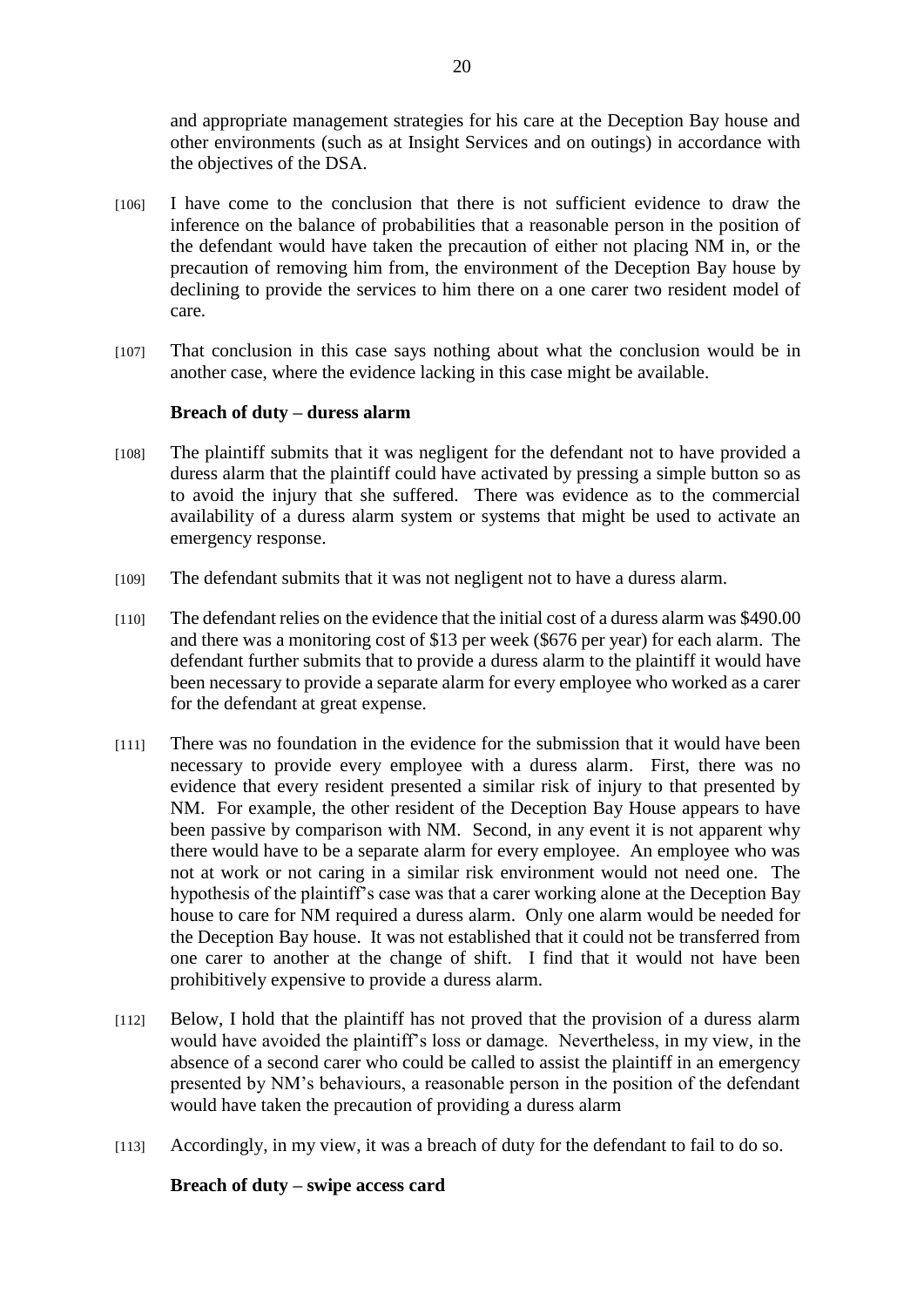and appropriate management strategies for his care at the Deception Bay house and other environments (such as at Insight Services and on outings) in accordance with the objectives of the DSA.

[106] I have come to the conclusion that there is not sufficient evidence to draw the inference on the balance of probabilities that a reasonable person in the position of the defendant would have taken the precaution of either not placing NM in, or the precaution of removing him from, the environment of the Deception Bay house by declining to provide the services to him there on a one carer two resident model of care.

[107] That conclusion in this case says nothing about what the conclusion would be in another case, where the evidence lacking in this case might be available.

**Breach of duty – duress alarm**

[108] The plaintiff submits that it was negligent for the defendant not to have provided a duress alarm that the plaintiff could have activated by pressing a simple button so as to avoid the injury that she suffered. There was evidence as to the commercial availability of a duress alarm system or systems that might be used to activate an emergency response.

[109] The defendant submits that it was not negligent not to have a duress alarm.

[110] The defendant relies on the evidence that the initial cost of a duress alarm was $490.00 and there was a monitoring cost of $13 per week ($676 per year) for each alarm. The defendant further submits that to provide a duress alarm to the plaintiff it would have been necessary to provide a separate alarm for every employee who worked as a carer for the defendant at great expense.

[111] There was no foundation in the evidence for the submission that it would have been necessary to provide every employee with a duress alarm. First, there was no evidence that every resident presented a similar risk of injury to that presented by NM. For example, the other resident of the Deception Bay House appears to have been passive by comparison with NM. Second, in any event it is not apparent why there would have to be a separate alarm for every employee. An employee who was not at work or not caring in a similar risk environment would not need one. The hypothesis of the plaintiff's case was that a carer working alone at the Deception Bay house to care for NM required a duress alarm. Only one alarm would be needed for the Deception Bay house. It was not established that it could not be transferred from one carer to another at the change of shift. I find that it would not have been prohibitively expensive to provide a duress alarm.

[112] Below, I hold that the plaintiff has not proved that the provision of a duress alarm would have avoided the plaintiff's loss or damage. Nevertheless, in my view, in the absence of a second carer who could be called to assist the plaintiff in an emergency presented by NM's behaviours, a reasonable person in the position of the defendant would have taken the precaution of providing a duress alarm

[113] Accordingly, in my view, it was a breach of duty for the defendant to fail to do so.

**Breach of duty – swipe access card**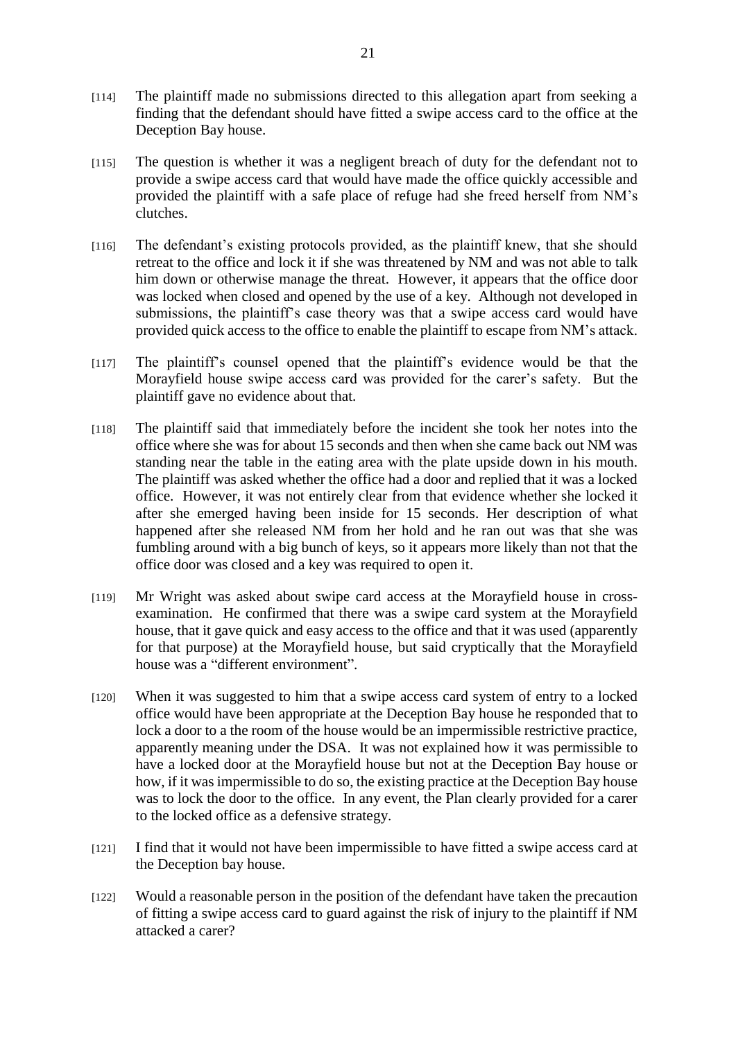[114] The plaintiff made no submissions directed to this allegation apart from seeking a finding that the defendant should have fitted a swipe access card to the office at the Deception Bay house.

[115] The question is whether it was a negligent breach of duty for the defendant not to provide a swipe access card that would have made the office quickly accessible and provided the plaintiff with a safe place of refuge had she freed herself from NM's clutches.

[116] The defendant's existing protocols provided, as the plaintiff knew, that she should retreat to the office and lock it if she was threatened by NM and was not able to talk him down or otherwise manage the threat. However, it appears that the office door was locked when closed and opened by the use of a key. Although not developed in submissions, the plaintiff's case theory was that a swipe access card would have provided quick access to the office to enable the plaintiff to escape from NM's attack.

[117] The plaintiff's counsel opened that the plaintiff's evidence would be that the Morayfield house swipe access card was provided for the carer's safety. But the plaintiff gave no evidence about that.

[118] The plaintiff said that immediately before the incident she took her notes into the office where she was for about 15 seconds and then when she came back out NM was standing near the table in the eating area with the plate upside down in his mouth. The plaintiff was asked whether the office had a door and replied that it was a locked office. However, it was not entirely clear from that evidence whether she locked it after she emerged having been inside for 15 seconds. Her description of what happened after she released NM from her hold and he ran out was that she was fumbling around with a big bunch of keys, so it appears more likely than not that the office door was closed and a key was required to open it.

[119] Mr Wright was asked about swipe card access at the Morayfield house in cross-examination. He confirmed that there was a swipe card system at the Morayfield house, that it gave quick and easy access to the office and that it was used (apparently for that purpose) at the Morayfield house, but said cryptically that the Morayfield house was a "different environment".

[120] When it was suggested to him that a swipe access card system of entry to a locked office would have been appropriate at the Deception Bay house he responded that to lock a door to a the room of the house would be an impermissible restrictive practice, apparently meaning under the DSA. It was not explained how it was permissible to have a locked door at the Morayfield house but not at the Deception Bay house or how, if it was impermissible to do so, the existing practice at the Deception Bay house was to lock the door to the office. In any event, the Plan clearly provided for a carer to the locked office as a defensive strategy.

[121] I find that it would not have been impermissible to have fitted a swipe access card at the Deception bay house.

[122] Would a reasonable person in the position of the defendant have taken the precaution of fitting a swipe access card to guard against the risk of injury to the plaintiff if NM attacked a carer?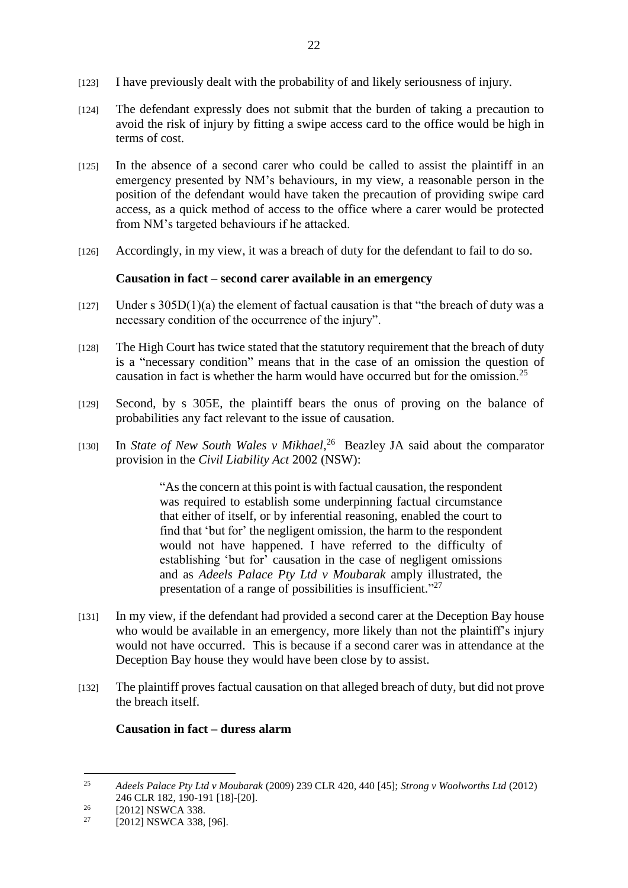[123] I have previously dealt with the probability of and likely seriousness of injury.

[124] The defendant expressly does not submit that the burden of taking a precaution to avoid the risk of injury by fitting a swipe access card to the office would be high in terms of cost.

[125] In the absence of a second carer who could be called to assist the plaintiff in an emergency presented by NM's behaviours, in my view, a reasonable person in the position of the defendant would have taken the precaution of providing swipe card access, as a quick method of access to the office where a carer would be protected from NM's targeted behaviours if he attacked.

[126] Accordingly, in my view, it was a breach of duty for the defendant to fail to do so.

### Causation in fact – second carer available in an emergency

[127] Under s 305D(1)(a) the element of factual causation is that "the breach of duty was a necessary condition of the occurrence of the injury".

[128] The High Court has twice stated that the statutory requirement that the breach of duty is a "necessary condition" means that in the case of an omission the question of causation in fact is whether the harm would have occurred but for the omission.[25]

[129] Second, by s 305E, the plaintiff bears the onus of proving on the balance of probabilities any fact relevant to the issue of causation.

[130] In *State of New South Wales v Mikhael*,[26] Beazley JA said about the comparator provision in the *Civil Liability Act* 2002 (NSW):

> "As the concern at this point is with factual causation, the respondent was required to establish some underpinning factual circumstance that either of itself, or by inferential reasoning, enabled the court to find that 'but for' the negligent omission, the harm to the respondent would not have happened. I have referred to the difficulty of establishing 'but for' causation in the case of negligent omissions and as *Adeels Palace Pty Ltd v Moubarak* amply illustrated, the presentation of a range of possibilities is insufficient."[27]

[131] In my view, if the defendant had provided a second carer at the Deception Bay house who would be available in an emergency, more likely than not the plaintiff's injury would not have occurred. This is because if a second carer was in attendance at the Deception Bay house they would have been close by to assist.

[132] The plaintiff proves factual causation on that alleged breach of duty, but did not prove the breach itself.

### Causation in fact – duress alarm

---

[25] *Adeels Palace Pty Ltd v Moubarak* (2009) 239 CLR 420, 440 [45]; *Strong v Woolworths Ltd* (2012) 246 CLR 182, 190-191 [18]-[20].

[26] [2012] NSWCA 338.

[27] [2012] NSWCA 338, [96].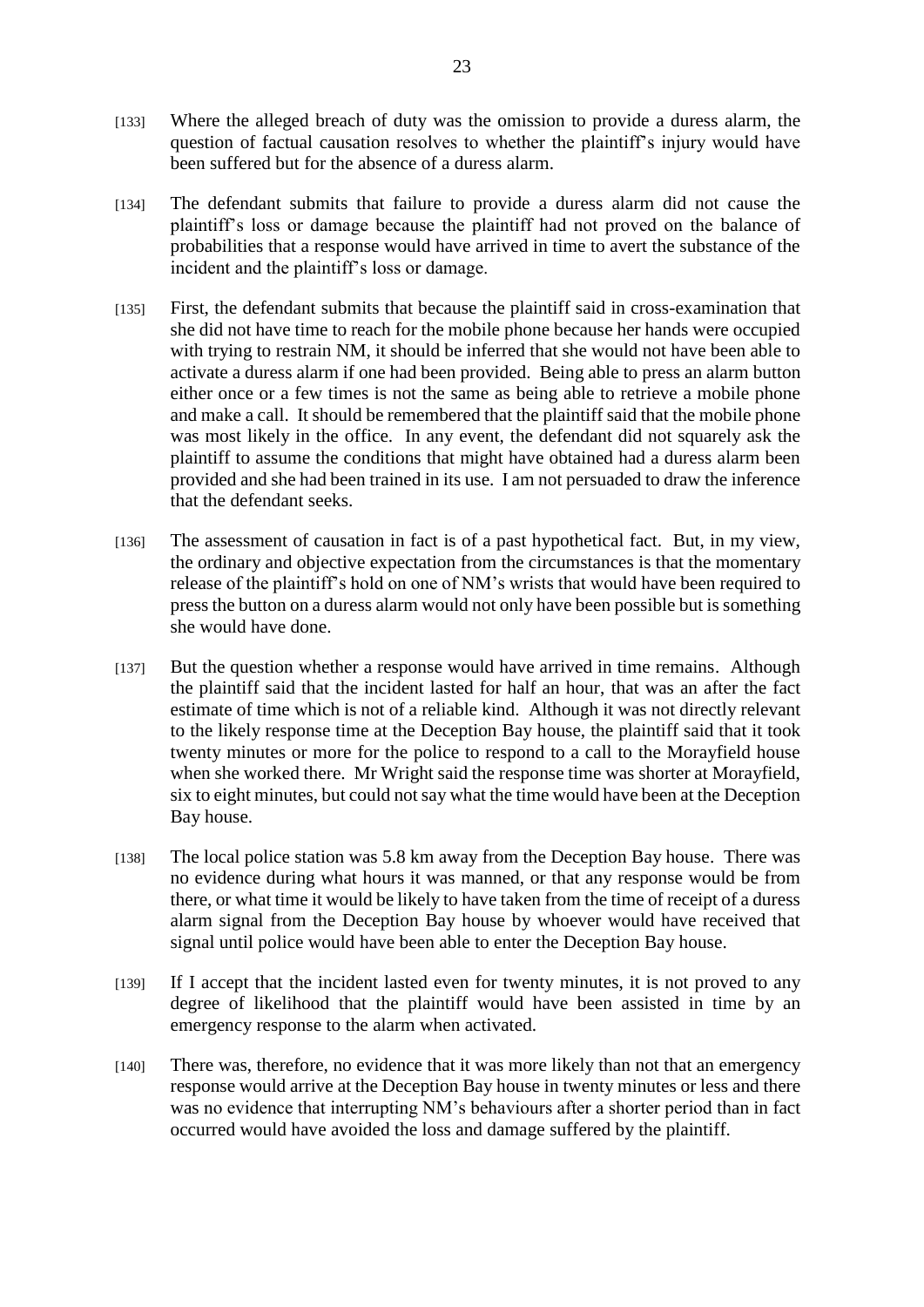[133] Where the alleged breach of duty was the omission to provide a duress alarm, the question of factual causation resolves to whether the plaintiff's injury would have been suffered but for the absence of a duress alarm.

[134] The defendant submits that failure to provide a duress alarm did not cause the plaintiff's loss or damage because the plaintiff had not proved on the balance of probabilities that a response would have arrived in time to avert the substance of the incident and the plaintiff's loss or damage.

[135] First, the defendant submits that because the plaintiff said in cross-examination that she did not have time to reach for the mobile phone because her hands were occupied with trying to restrain NM, it should be inferred that she would not have been able to activate a duress alarm if one had been provided. Being able to press an alarm button either once or a few times is not the same as being able to retrieve a mobile phone and make a call. It should be remembered that the plaintiff said that the mobile phone was most likely in the office. In any event, the defendant did not squarely ask the plaintiff to assume the conditions that might have obtained had a duress alarm been provided and she had been trained in its use. I am not persuaded to draw the inference that the defendant seeks.

[136] The assessment of causation in fact is of a past hypothetical fact. But, in my view, the ordinary and objective expectation from the circumstances is that the momentary release of the plaintiff's hold on one of NM's wrists that would have been required to press the button on a duress alarm would not only have been possible but is something she would have done.

[137] But the question whether a response would have arrived in time remains. Although the plaintiff said that the incident lasted for half an hour, that was an after the fact estimate of time which is not of a reliable kind. Although it was not directly relevant to the likely response time at the Deception Bay house, the plaintiff said that it took twenty minutes or more for the police to respond to a call to the Morayfield house when she worked there. Mr Wright said the response time was shorter at Morayfield, six to eight minutes, but could not say what the time would have been at the Deception Bay house.

[138] The local police station was 5.8 km away from the Deception Bay house. There was no evidence during what hours it was manned, or that any response would be from there, or what time it would be likely to have taken from the time of receipt of a duress alarm signal from the Deception Bay house by whoever would have received that signal until police would have been able to enter the Deception Bay house.

[139] If I accept that the incident lasted even for twenty minutes, it is not proved to any degree of likelihood that the plaintiff would have been assisted in time by an emergency response to the alarm when activated.

[140] There was, therefore, no evidence that it was more likely than not that an emergency response would arrive at the Deception Bay house in twenty minutes or less and there was no evidence that interrupting NM's behaviours after a shorter period than in fact occurred would have avoided the loss and damage suffered by the plaintiff.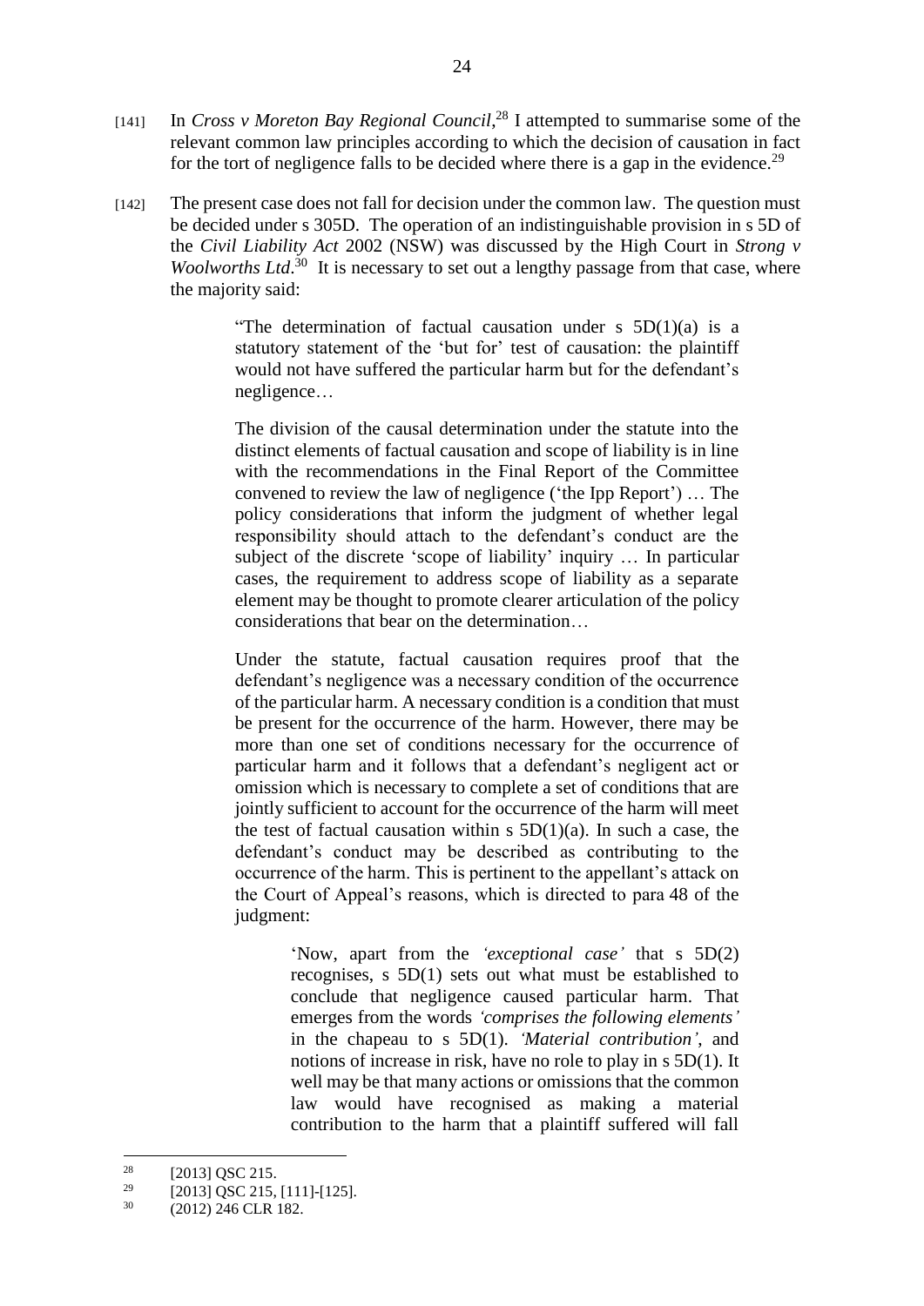[141] In *Cross v Moreton Bay Regional Council*,[28] I attempted to summarise some of the relevant common law principles according to which the decision of causation in fact for the tort of negligence falls to be decided where there is a gap in the evidence.[29]

[142] The present case does not fall for decision under the common law. The question must be decided under s 305D. The operation of an indistinguishable provision in s 5D of the *Civil Liability Act* 2002 (NSW) was discussed by the High Court in *Strong v Woolworths Ltd*.[30] It is necessary to set out a lengthy passage from that case, where the majority said:

> "The determination of factual causation under s 5D(1)(a) is a statutory statement of the 'but for' test of causation: the plaintiff would not have suffered the particular harm but for the defendant's negligence…
>
> The division of the causal determination under the statute into the distinct elements of factual causation and scope of liability is in line with the recommendations in the Final Report of the Committee convened to review the law of negligence ('the Ipp Report') … The policy considerations that inform the judgment of whether legal responsibility should attach to the defendant's conduct are the subject of the discrete 'scope of liability' inquiry … In particular cases, the requirement to address scope of liability as a separate element may be thought to promote clearer articulation of the policy considerations that bear on the determination…
>
> Under the statute, factual causation requires proof that the defendant's negligence was a necessary condition of the occurrence of the particular harm. A necessary condition is a condition that must be present for the occurrence of the harm. However, there may be more than one set of conditions necessary for the occurrence of particular harm and it follows that a defendant's negligent act or omission which is necessary to complete a set of conditions that are jointly sufficient to account for the occurrence of the harm will meet the test of factual causation within s 5D(1)(a). In such a case, the defendant's conduct may be described as contributing to the occurrence of the harm. This is pertinent to the appellant's attack on the Court of Appeal's reasons, which is directed to para 48 of the judgment:
>
>> 'Now, apart from the *'exceptional case'* that s 5D(2) recognises, s 5D(1) sets out what must be established to conclude that negligence caused particular harm. That emerges from the words *'comprises the following elements'* in the chapeau to s 5D(1). *'Material contribution'*, and notions of increase in risk, have no role to play in s 5D(1). It well may be that many actions or omissions that the common law would have recognised as making a material contribution to the harm that a plaintiff suffered will fall

---

[28] [2013] QSC 215.

[29] [2013] QSC 215, [111]-[125].

[30] (2012) 246 CLR 182.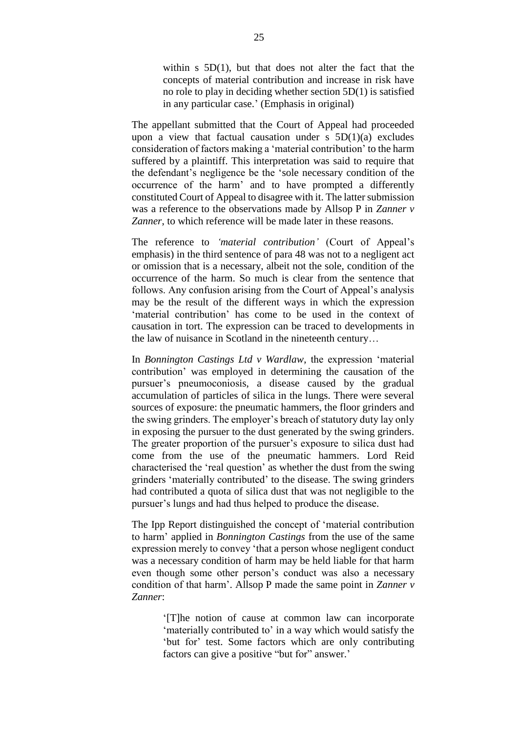> within s 5D(1), but that does not alter the fact that the concepts of material contribution and increase in risk have no role to play in deciding whether section 5D(1) is satisfied in any particular case.' (Emphasis in original)

The appellant submitted that the Court of Appeal had proceeded upon a view that factual causation under s 5D(1)(a) excludes consideration of factors making a 'material contribution' to the harm suffered by a plaintiff. This interpretation was said to require that the defendant's negligence be the 'sole necessary condition of the occurrence of the harm' and to have prompted a differently constituted Court of Appeal to disagree with it. The latter submission was a reference to the observations made by Allsop P in *Zanner v Zanner*, to which reference will be made later in these reasons.

The reference to *'material contribution'* (Court of Appeal's emphasis) in the third sentence of para 48 was not to a negligent act or omission that is a necessary, albeit not the sole, condition of the occurrence of the harm. So much is clear from the sentence that follows. Any confusion arising from the Court of Appeal's analysis may be the result of the different ways in which the expression 'material contribution' has come to be used in the context of causation in tort. The expression can be traced to developments in the law of nuisance in Scotland in the nineteenth century…

In *Bonnington Castings Ltd v Wardlaw*, the expression 'material contribution' was employed in determining the causation of the pursuer's pneumoconiosis, a disease caused by the gradual accumulation of particles of silica in the lungs. There were several sources of exposure: the pneumatic hammers, the floor grinders and the swing grinders. The employer's breach of statutory duty lay only in exposing the pursuer to the dust generated by the swing grinders. The greater proportion of the pursuer's exposure to silica dust had come from the use of the pneumatic hammers. Lord Reid characterised the 'real question' as whether the dust from the swing grinders 'materially contributed' to the disease. The swing grinders had contributed a quota of silica dust that was not negligible to the pursuer's lungs and had thus helped to produce the disease.

The Ipp Report distinguished the concept of 'material contribution to harm' applied in *Bonnington Castings* from the use of the same expression merely to convey 'that a person whose negligent conduct was a necessary condition of harm may be held liable for that harm even though some other person's conduct was also a necessary condition of that harm'. Allsop P made the same point in *Zanner v Zanner*:

> '[T]he notion of cause at common law can incorporate 'materially contributed to' in a way which would satisfy the 'but for' test. Some factors which are only contributing factors can give a positive "but for" answer.'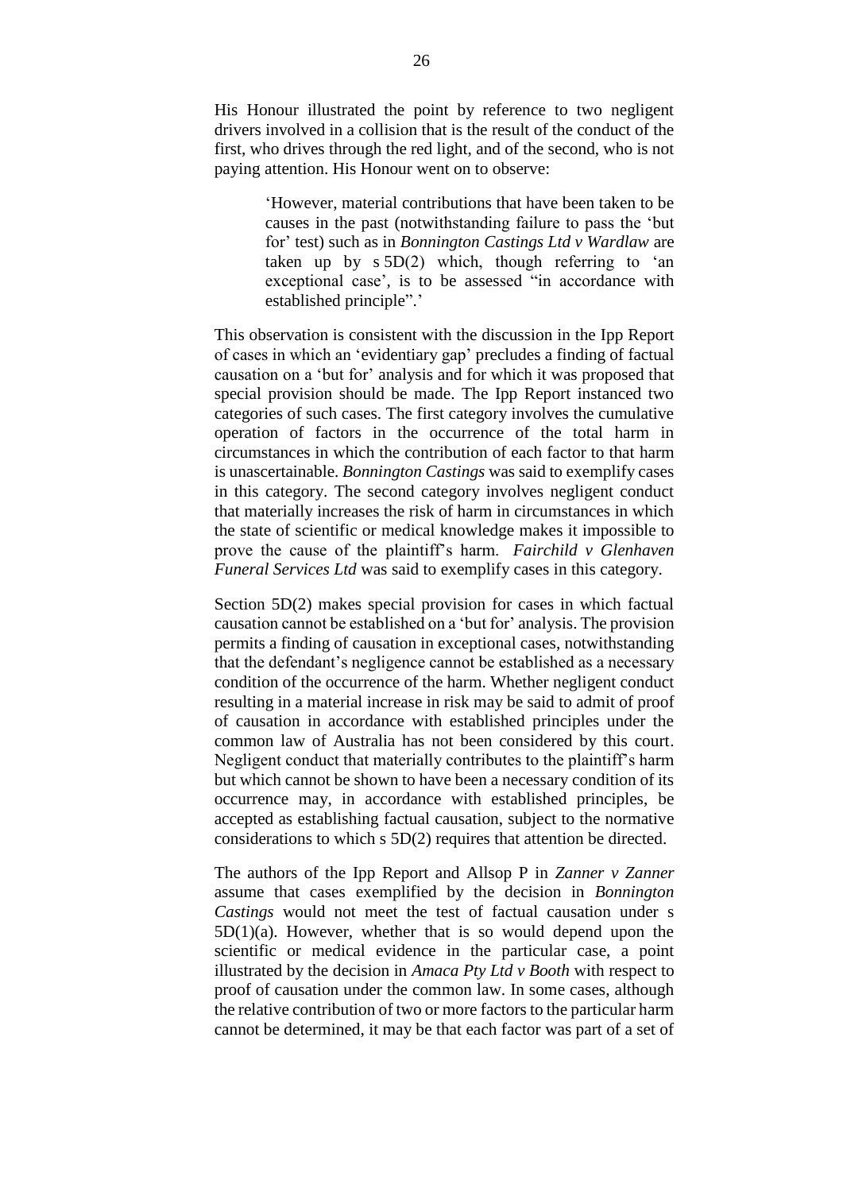His Honour illustrated the point by reference to two negligent drivers involved in a collision that is the result of the conduct of the first, who drives through the red light, and of the second, who is not paying attention. His Honour went on to observe:

> 'However, material contributions that have been taken to be causes in the past (notwithstanding failure to pass the 'but for' test) such as in *Bonnington Castings Ltd v Wardlaw* are taken up by s 5D(2) which, though referring to 'an exceptional case', is to be assessed "in accordance with established principle".'

This observation is consistent with the discussion in the Ipp Report of cases in which an 'evidentiary gap' precludes a finding of factual causation on a 'but for' analysis and for which it was proposed that special provision should be made. The Ipp Report instanced two categories of such cases. The first category involves the cumulative operation of factors in the occurrence of the total harm in circumstances in which the contribution of each factor to that harm is unascertainable. *Bonnington Castings* was said to exemplify cases in this category. The second category involves negligent conduct that materially increases the risk of harm in circumstances in which the state of scientific or medical knowledge makes it impossible to prove the cause of the plaintiff's harm. *Fairchild v Glenhaven Funeral Services Ltd* was said to exemplify cases in this category.

Section 5D(2) makes special provision for cases in which factual causation cannot be established on a 'but for' analysis. The provision permits a finding of causation in exceptional cases, notwithstanding that the defendant's negligence cannot be established as a necessary condition of the occurrence of the harm. Whether negligent conduct resulting in a material increase in risk may be said to admit of proof of causation in accordance with established principles under the common law of Australia has not been considered by this court. Negligent conduct that materially contributes to the plaintiff's harm but which cannot be shown to have been a necessary condition of its occurrence may, in accordance with established principles, be accepted as establishing factual causation, subject to the normative considerations to which s 5D(2) requires that attention be directed.

The authors of the Ipp Report and Allsop P in *Zanner v Zanner* assume that cases exemplified by the decision in *Bonnington Castings* would not meet the test of factual causation under s 5D(1)(a). However, whether that is so would depend upon the scientific or medical evidence in the particular case, a point illustrated by the decision in *Amaca Pty Ltd v Booth* with respect to proof of causation under the common law. In some cases, although the relative contribution of two or more factors to the particular harm cannot be determined, it may be that each factor was part of a set of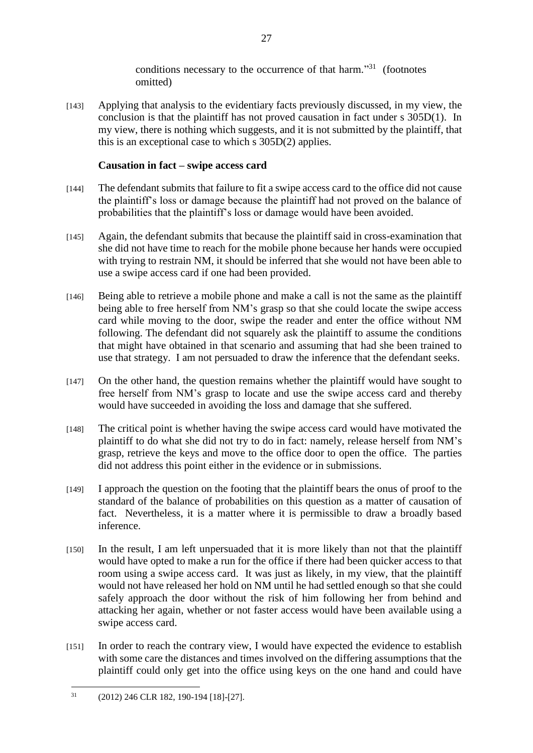> conditions necessary to the occurrence of that harm."[31] (footnotes omitted)

[143] Applying that analysis to the evidentiary facts previously discussed, in my view, the conclusion is that the plaintiff has not proved causation in fact under s 305D(1). In my view, there is nothing which suggests, and it is not submitted by the plaintiff, that this is an exceptional case to which s 305D(2) applies.

### Causation in fact – swipe access card

[144] The defendant submits that failure to fit a swipe access card to the office did not cause the plaintiff's loss or damage because the plaintiff had not proved on the balance of probabilities that the plaintiff's loss or damage would have been avoided.

[145] Again, the defendant submits that because the plaintiff said in cross-examination that she did not have time to reach for the mobile phone because her hands were occupied with trying to restrain NM, it should be inferred that she would not have been able to use a swipe access card if one had been provided.

[146] Being able to retrieve a mobile phone and make a call is not the same as the plaintiff being able to free herself from NM's grasp so that she could locate the swipe access card while moving to the door, swipe the reader and enter the office without NM following. The defendant did not squarely ask the plaintiff to assume the conditions that might have obtained in that scenario and assuming that had she been trained to use that strategy. I am not persuaded to draw the inference that the defendant seeks.

[147] On the other hand, the question remains whether the plaintiff would have sought to free herself from NM's grasp to locate and use the swipe access card and thereby would have succeeded in avoiding the loss and damage that she suffered.

[148] The critical point is whether having the swipe access card would have motivated the plaintiff to do what she did not try to do in fact: namely, release herself from NM's grasp, retrieve the keys and move to the office door to open the office. The parties did not address this point either in the evidence or in submissions.

[149] I approach the question on the footing that the plaintiff bears the onus of proof to the standard of the balance of probabilities on this question as a matter of causation of fact. Nevertheless, it is a matter where it is permissible to draw a broadly based inference.

[150] In the result, I am left unpersuaded that it is more likely than not that the plaintiff would have opted to make a run for the office if there had been quicker access to that room using a swipe access card. It was just as likely, in my view, that the plaintiff would not have released her hold on NM until he had settled enough so that she could safely approach the door without the risk of him following her from behind and attacking her again, whether or not faster access would have been available using a swipe access card.

[151] In order to reach the contrary view, I would have expected the evidence to establish with some care the distances and times involved on the differing assumptions that the plaintiff could only get into the office using keys on the one hand and could have

---

[31] (2012) 246 CLR 182, 190-194 [18]-[27].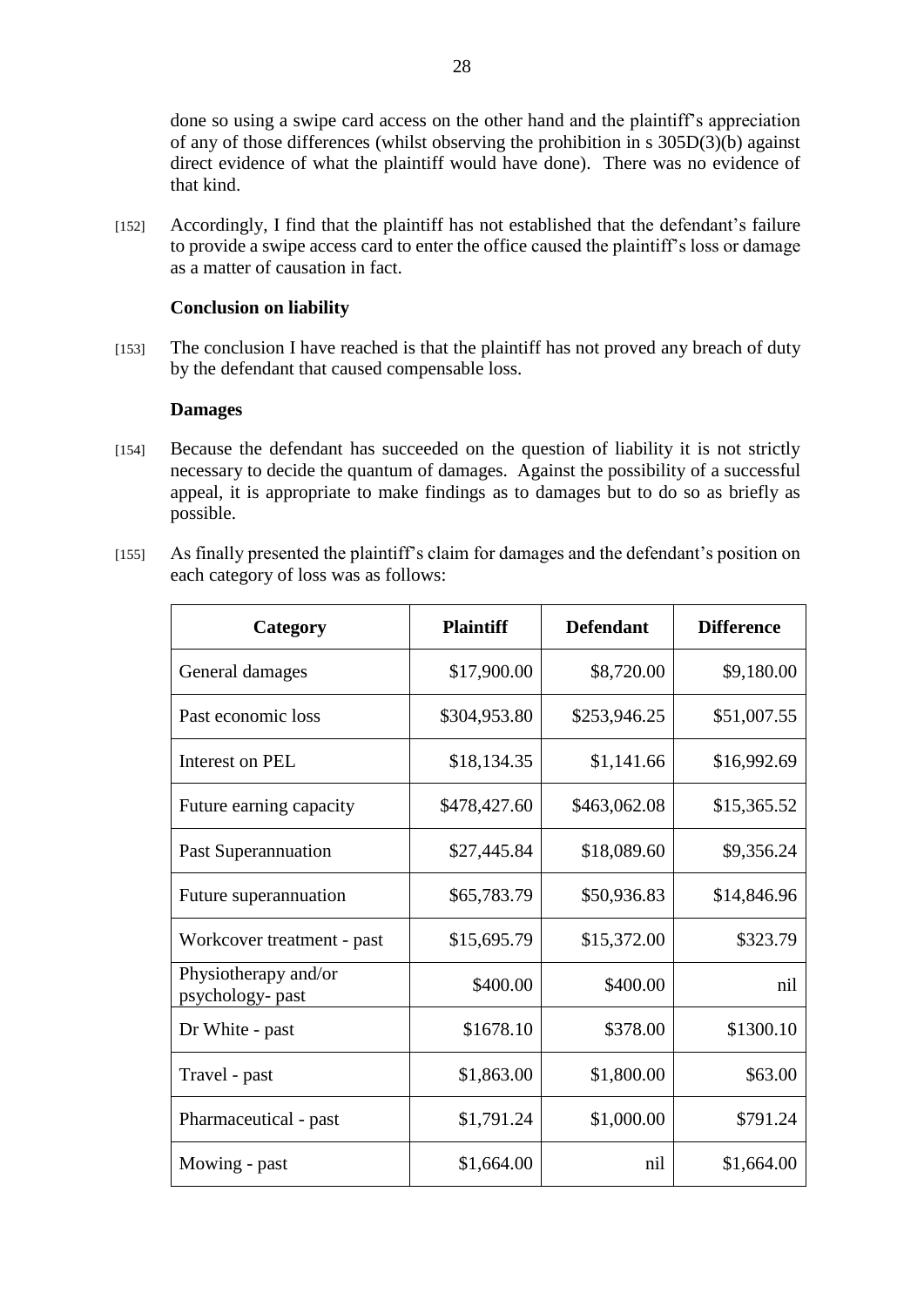done so using a swipe card access on the other hand and the plaintiff's appreciation of any of those differences (whilst observing the prohibition in s 305D(3)(b) against direct evidence of what the plaintiff would have done). There was no evidence of that kind.

[152] Accordingly, I find that the plaintiff has not established that the defendant's failure to provide a swipe access card to enter the office caused the plaintiff's loss or damage as a matter of causation in fact.

**Conclusion on liability**

[153] The conclusion I have reached is that the plaintiff has not proved any breach of duty by the defendant that caused compensable loss.

**Damages**

[154] Because the defendant has succeeded on the question of liability it is not strictly necessary to decide the quantum of damages. Against the possibility of a successful appeal, it is appropriate to make findings as to damages but to do so as briefly as possible.

[155] As finally presented the plaintiff's claim for damages and the defendant's position on each category of loss was as follows:

| Category | Plaintiff | Defendant | Difference |
|---|---|---|---|
| General damages | $17,900.00 | $8,720.00 | $9,180.00 |
| Past economic loss | $304,953.80 | $253,946.25 | $51,007.55 |
| Interest on PEL | $18,134.35 | $1,141.66 | $16,992.69 |
| Future earning capacity | $478,427.60 | $463,062.08 | $15,365.52 |
| Past Superannuation | $27,445.84 | $18,089.60 | $9,356.24 |
| Future superannuation | $65,783.79 | $50,936.83 | $14,846.96 |
| Workcover treatment - past | $15,695.79 | $15,372.00 | $323.79 |
| Physiotherapy and/or psychology- past | $400.00 | $400.00 | nil |
| Dr White - past | $1678.10 | $378.00 | $1300.10 |
| Travel - past | $1,863.00 | $1,800.00 | $63.00 |
| Pharmaceutical - past | $1,791.24 | $1,000.00 | $791.24 |
| Mowing - past | $1,664.00 | nil | $1,664.00 |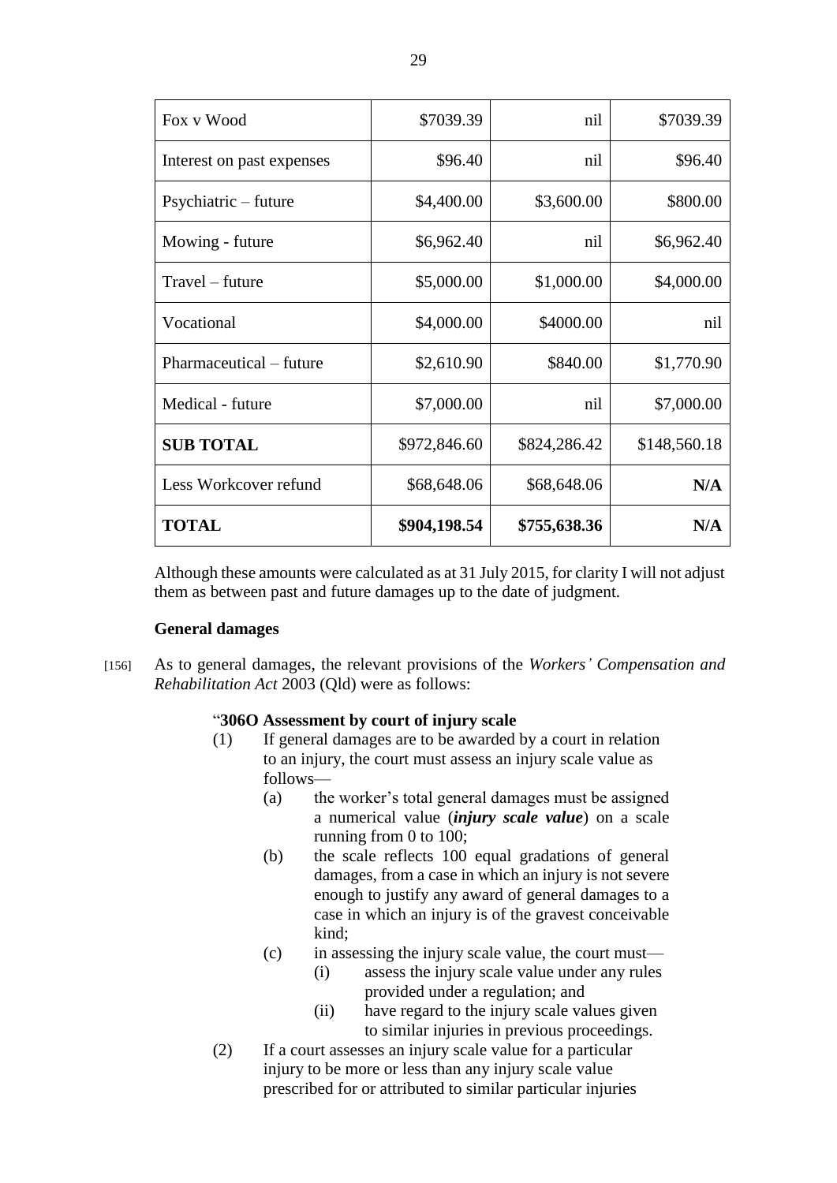| Fox v Wood | $7039.39 | nil | $7039.39 |
|---|---|---|---|
| Interest on past expenses | $96.40 | nil | $96.40 |
| Psychiatric – future | $4,400.00 | $3,600.00 | $800.00 |
| Mowing - future | $6,962.40 | nil | $6,962.40 |
| Travel – future | $5,000.00 | $1,000.00 | $4,000.00 |
| Vocational | $4,000.00 | $4000.00 | nil |
| Pharmaceutical – future | $2,610.90 | $840.00 | $1,770.90 |
| Medical - future | $7,000.00 | nil | $7,000.00 |
| **SUB TOTAL** | $972,846.60 | $824,286.42 | $148,560.18 |
| Less Workcover refund | $68,648.06 | $68,648.06 | **N/A** |
| **TOTAL** | **$904,198.54** | **$755,638.36** | **N/A** |

Although these amounts were calculated as at 31 July 2015, for clarity I will not adjust them as between past and future damages up to the date of judgment.

**General damages**

[156] As to general damages, the relevant provisions of the *Workers' Compensation and Rehabilitation Act* 2003 (Qld) were as follows:

> "**306O Assessment by court of injury scale**
>
> (1) If general damages are to be awarded by a court in relation to an injury, the court must assess an injury scale value as follows—
>
> (a) the worker's total general damages must be assigned a numerical value (***injury scale value***) on a scale running from 0 to 100;
>
> (b) the scale reflects 100 equal gradations of general damages, from a case in which an injury is not severe enough to justify any award of general damages to a case in which an injury is of the gravest conceivable kind;
>
> (c) in assessing the injury scale value, the court must—
>
> (i) assess the injury scale value under any rules provided under a regulation; and
>
> (ii) have regard to the injury scale values given to similar injuries in previous proceedings.
>
> (2) If a court assesses an injury scale value for a particular injury to be more or less than any injury scale value prescribed for or attributed to similar particular injuries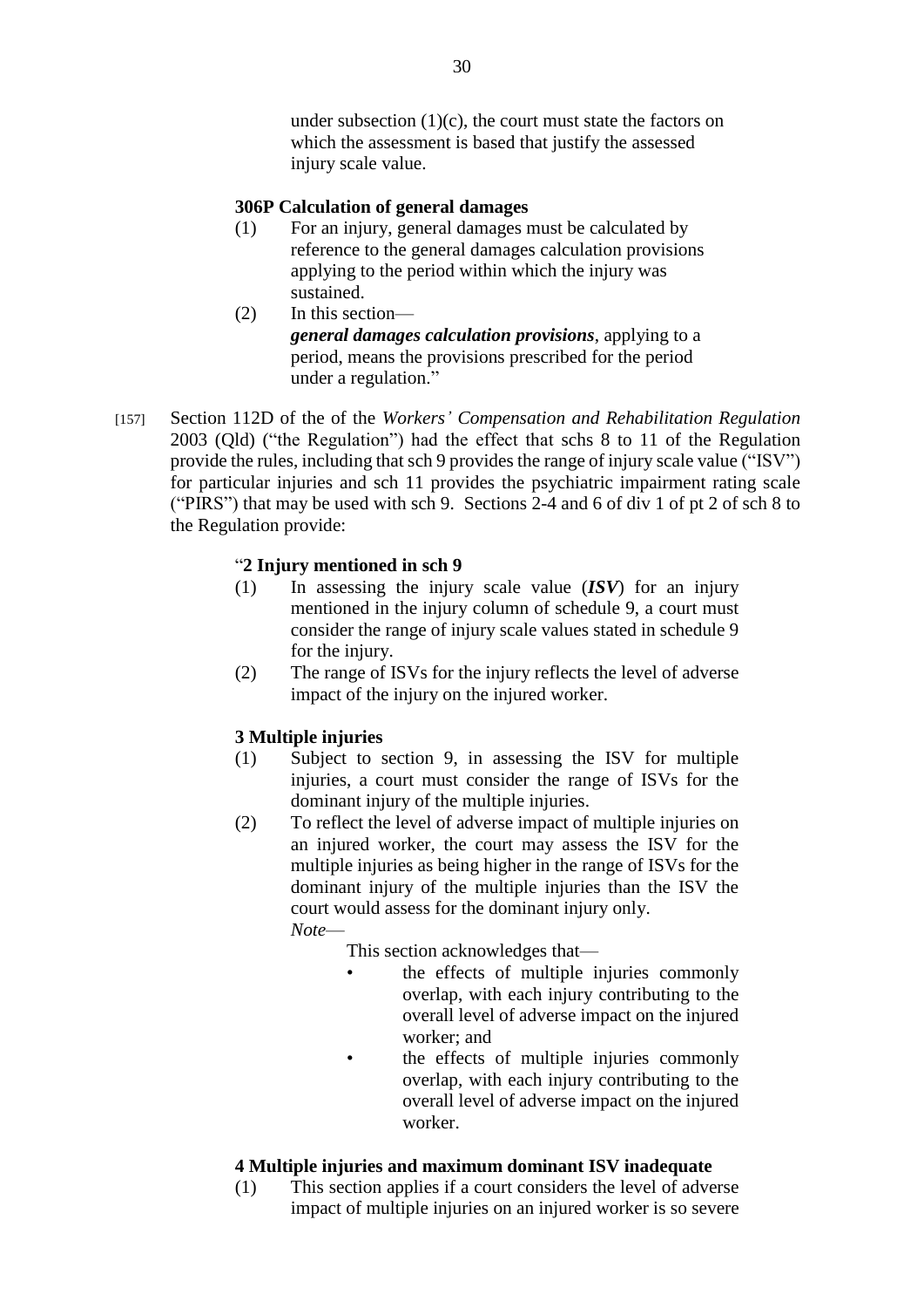under subsection (1)(c), the court must state the factors on which the assessment is based that justify the assessed injury scale value.

**306P Calculation of general damages**

(1) For an injury, general damages must be calculated by reference to the general damages calculation provisions applying to the period within which the injury was sustained.

(2) In this section—
***general damages calculation provisions***, applying to a period, means the provisions prescribed for the period under a regulation."

[157] Section 112D of the of the *Workers' Compensation and Rehabilitation Regulation* 2003 (Qld) ("the Regulation") had the effect that schs 8 to 11 of the Regulation provide the rules, including that sch 9 provides the range of injury scale value ("ISV") for particular injuries and sch 11 provides the psychiatric impairment rating scale ("PIRS") that may be used with sch 9. Sections 2-4 and 6 of div 1 of pt 2 of sch 8 to the Regulation provide:

"**2 Injury mentioned in sch 9**

(1) In assessing the injury scale value (***ISV***) for an injury mentioned in the injury column of schedule 9, a court must consider the range of injury scale values stated in schedule 9 for the injury.

(2) The range of ISVs for the injury reflects the level of adverse impact of the injury on the injured worker.

**3 Multiple injuries**

(1) Subject to section 9, in assessing the ISV for multiple injuries, a court must consider the range of ISVs for the dominant injury of the multiple injuries.

(2) To reflect the level of adverse impact of multiple injuries on an injured worker, the court may assess the ISV for the multiple injuries as being higher in the range of ISVs for the dominant injury of the multiple injuries than the ISV the court would assess for the dominant injury only.

*Note*—

This section acknowledges that—

- the effects of multiple injuries commonly overlap, with each injury contributing to the overall level of adverse impact on the injured worker; and
- the effects of multiple injuries commonly overlap, with each injury contributing to the overall level of adverse impact on the injured worker.

**4 Multiple injuries and maximum dominant ISV inadequate**

(1) This section applies if a court considers the level of adverse impact of multiple injuries on an injured worker is so severe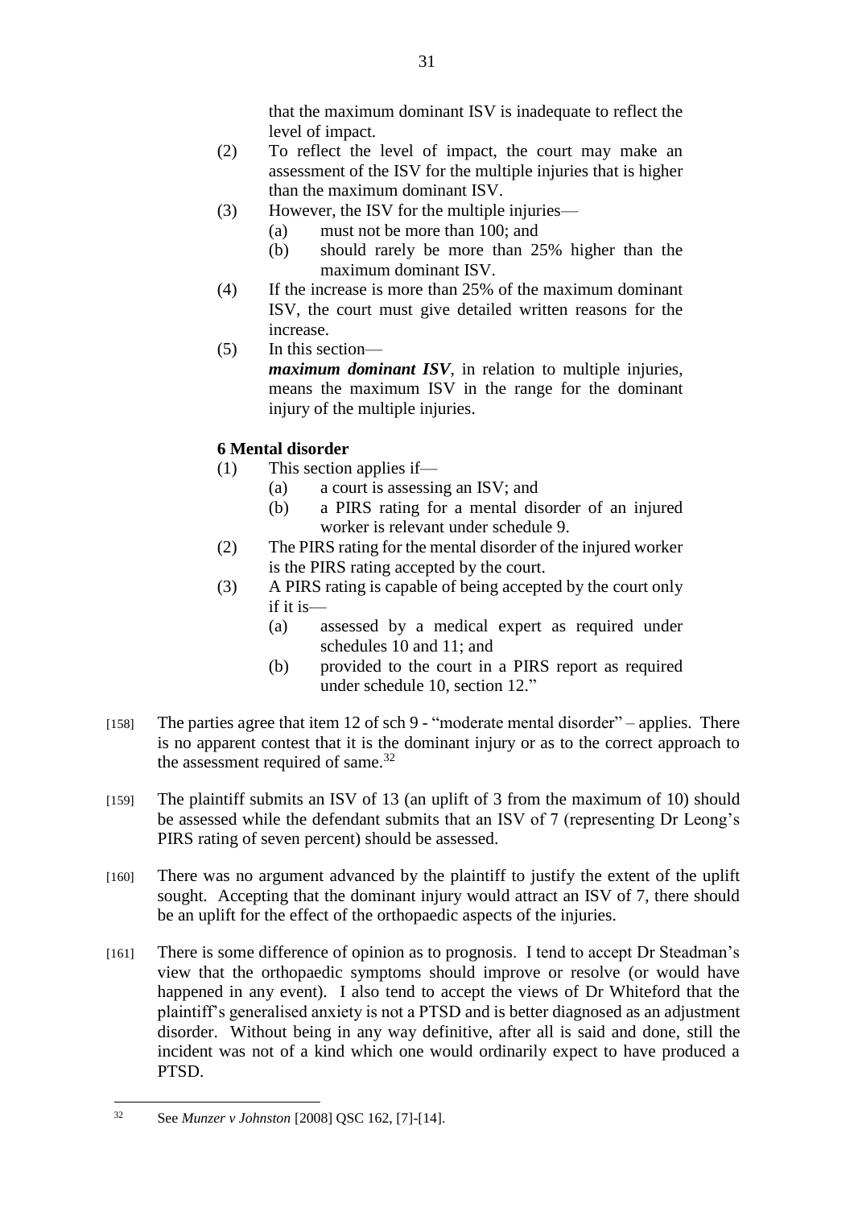that the maximum dominant ISV is inadequate to reflect the level of impact.

(2) To reflect the level of impact, the court may make an assessment of the ISV for the multiple injuries that is higher than the maximum dominant ISV.

(3) However, the ISV for the multiple injuries—
  (a) must not be more than 100; and
  (b) should rarely be more than 25% higher than the maximum dominant ISV.

(4) If the increase is more than 25% of the maximum dominant ISV, the court must give detailed written reasons for the increase.

(5) In this section—
***maximum dominant ISV***, in relation to multiple injuries, means the maximum ISV in the range for the dominant injury of the multiple injuries.

**6 Mental disorder**

(1) This section applies if—
  (a) a court is assessing an ISV; and
  (b) a PIRS rating for a mental disorder of an injured worker is relevant under schedule 9.

(2) The PIRS rating for the mental disorder of the injured worker is the PIRS rating accepted by the court.

(3) A PIRS rating is capable of being accepted by the court only if it is—
  (a) assessed by a medical expert as required under schedules 10 and 11; and
  (b) provided to the court in a PIRS report as required under schedule 10, section 12."

[158] The parties agree that item 12 of sch 9 - "moderate mental disorder" – applies. There is no apparent contest that it is the dominant injury or as to the correct approach to the assessment required of same.[32]

[159] The plaintiff submits an ISV of 13 (an uplift of 3 from the maximum of 10) should be assessed while the defendant submits that an ISV of 7 (representing Dr Leong's PIRS rating of seven percent) should be assessed.

[160] There was no argument advanced by the plaintiff to justify the extent of the uplift sought. Accepting that the dominant injury would attract an ISV of 7, there should be an uplift for the effect of the orthopaedic aspects of the injuries.

[161] There is some difference of opinion as to prognosis. I tend to accept Dr Steadman's view that the orthopaedic symptoms should improve or resolve (or would have happened in any event). I also tend to accept the views of Dr Whiteford that the plaintiff's generalised anxiety is not a PTSD and is better diagnosed as an adjustment disorder. Without being in any way definitive, after all is said and done, still the incident was not of a kind which one would ordinarily expect to have produced a PTSD.

---

[32] See *Munzer v Johnston* [2008] QSC 162, [7]-[14].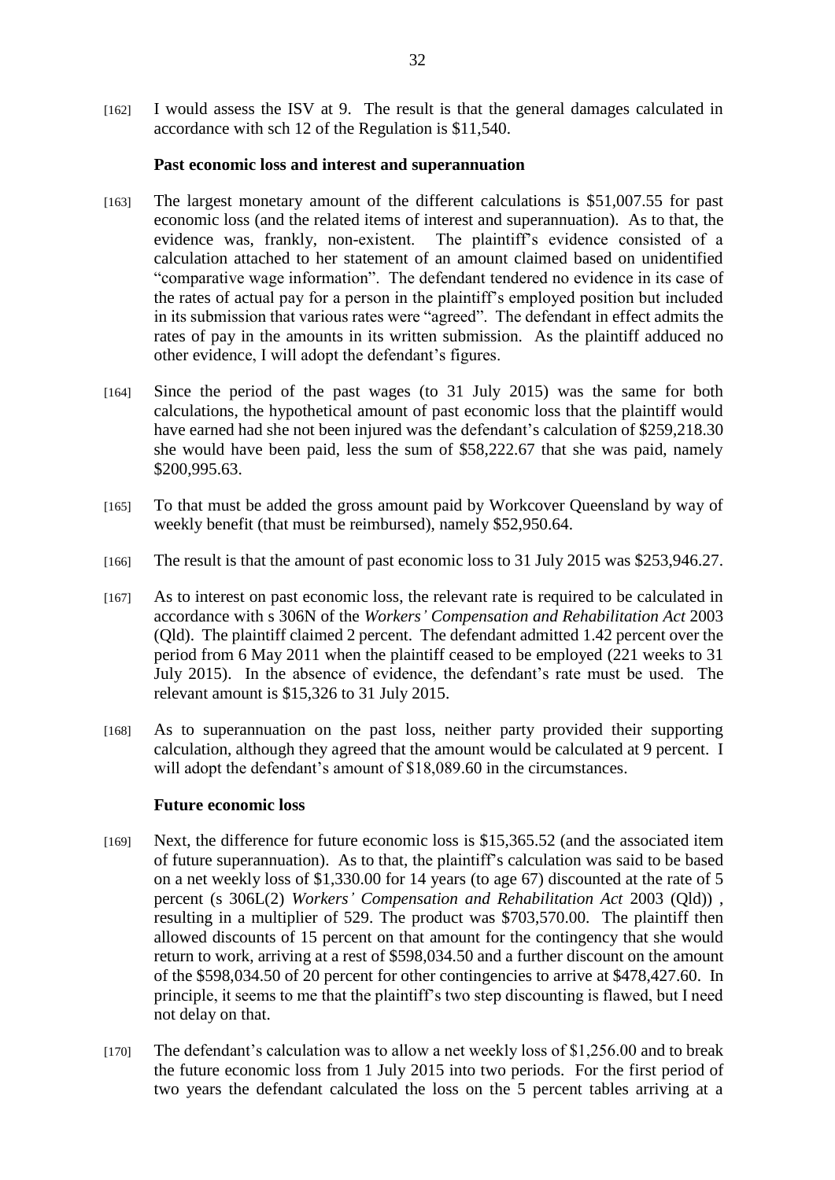[162] I would assess the ISV at 9. The result is that the general damages calculated in accordance with sch 12 of the Regulation is $11,540.

### Past economic loss and interest and superannuation

[163] The largest monetary amount of the different calculations is $51,007.55 for past economic loss (and the related items of interest and superannuation). As to that, the evidence was, frankly, non-existent. The plaintiff's evidence consisted of a calculation attached to her statement of an amount claimed based on unidentified "comparative wage information". The defendant tendered no evidence in its case of the rates of actual pay for a person in the plaintiff's employed position but included in its submission that various rates were "agreed". The defendant in effect admits the rates of pay in the amounts in its written submission. As the plaintiff adduced no other evidence, I will adopt the defendant's figures.

[164] Since the period of the past wages (to 31 July 2015) was the same for both calculations, the hypothetical amount of past economic loss that the plaintiff would have earned had she not been injured was the defendant's calculation of $259,218.30 she would have been paid, less the sum of $58,222.67 that she was paid, namely $200,995.63.

[165] To that must be added the gross amount paid by Workcover Queensland by way of weekly benefit (that must be reimbursed), namely $52,950.64.

[166] The result is that the amount of past economic loss to 31 July 2015 was $253,946.27.

[167] As to interest on past economic loss, the relevant rate is required to be calculated in accordance with s 306N of the *Workers' Compensation and Rehabilitation Act* 2003 (Qld). The plaintiff claimed 2 percent. The defendant admitted 1.42 percent over the period from 6 May 2011 when the plaintiff ceased to be employed (221 weeks to 31 July 2015). In the absence of evidence, the defendant's rate must be used. The relevant amount is $15,326 to 31 July 2015.

[168] As to superannuation on the past loss, neither party provided their supporting calculation, although they agreed that the amount would be calculated at 9 percent. I will adopt the defendant's amount of $18,089.60 in the circumstances.

### Future economic loss

[169] Next, the difference for future economic loss is $15,365.52 (and the associated item of future superannuation). As to that, the plaintiff's calculation was said to be based on a net weekly loss of $1,330.00 for 14 years (to age 67) discounted at the rate of 5 percent (s 306L(2) *Workers' Compensation and Rehabilitation Act* 2003 (Qld)) , resulting in a multiplier of 529. The product was $703,570.00. The plaintiff then allowed discounts of 15 percent on that amount for the contingency that she would return to work, arriving at a rest of $598,034.50 and a further discount on the amount of the $598,034.50 of 20 percent for other contingencies to arrive at $478,427.60. In principle, it seems to me that the plaintiff's two step discounting is flawed, but I need not delay on that.

[170] The defendant's calculation was to allow a net weekly loss of $1,256.00 and to break the future economic loss from 1 July 2015 into two periods. For the first period of two years the defendant calculated the loss on the 5 percent tables arriving at a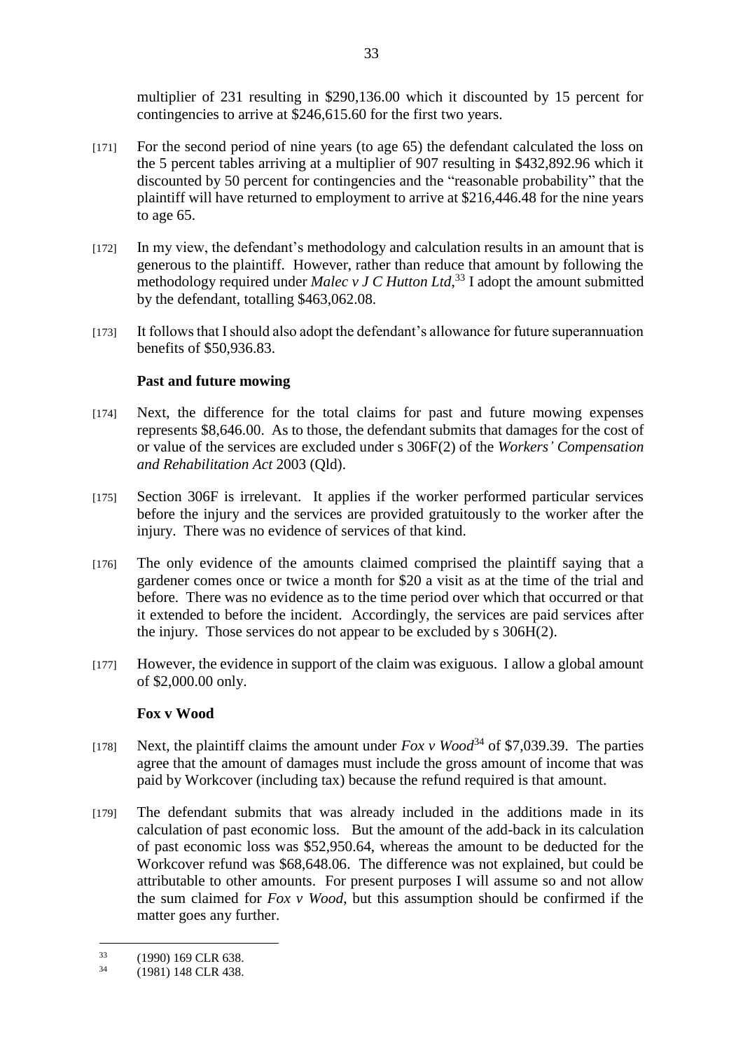multiplier of 231 resulting in $290,136.00 which it discounted by 15 percent for contingencies to arrive at $246,615.60 for the first two years.

[171] For the second period of nine years (to age 65) the defendant calculated the loss on the 5 percent tables arriving at a multiplier of 907 resulting in $432,892.96 which it discounted by 50 percent for contingencies and the "reasonable probability" that the plaintiff will have returned to employment to arrive at $216,446.48 for the nine years to age 65.

[172] In my view, the defendant's methodology and calculation results in an amount that is generous to the plaintiff. However, rather than reduce that amount by following the methodology required under *Malec v J C Hutton Ltd*,[33] I adopt the amount submitted by the defendant, totalling $463,062.08.

[173] It follows that I should also adopt the defendant's allowance for future superannuation benefits of $50,936.83.

### Past and future mowing

[174] Next, the difference for the total claims for past and future mowing expenses represents $8,646.00. As to those, the defendant submits that damages for the cost of or value of the services are excluded under s 306F(2) of the *Workers' Compensation and Rehabilitation Act* 2003 (Qld).

[175] Section 306F is irrelevant. It applies if the worker performed particular services before the injury and the services are provided gratuitously to the worker after the injury. There was no evidence of services of that kind.

[176] The only evidence of the amounts claimed comprised the plaintiff saying that a gardener comes once or twice a month for $20 a visit as at the time of the trial and before. There was no evidence as to the time period over which that occurred or that it extended to before the incident. Accordingly, the services are paid services after the injury. Those services do not appear to be excluded by s 306H(2).

[177] However, the evidence in support of the claim was exiguous. I allow a global amount of $2,000.00 only.

### Fox v Wood

[178] Next, the plaintiff claims the amount under *Fox v Wood*[34] of $7,039.39. The parties agree that the amount of damages must include the gross amount of income that was paid by Workcover (including tax) because the refund required is that amount.

[179] The defendant submits that was already included in the additions made in its calculation of past economic loss. But the amount of the add-back in its calculation of past economic loss was $52,950.64, whereas the amount to be deducted for the Workcover refund was $68,648.06. The difference was not explained, but could be attributable to other amounts. For present purposes I will assume so and not allow the sum claimed for *Fox v Wood*, but this assumption should be confirmed if the matter goes any further.

---

[33] (1990) 169 CLR 638.

[34] (1981) 148 CLR 438.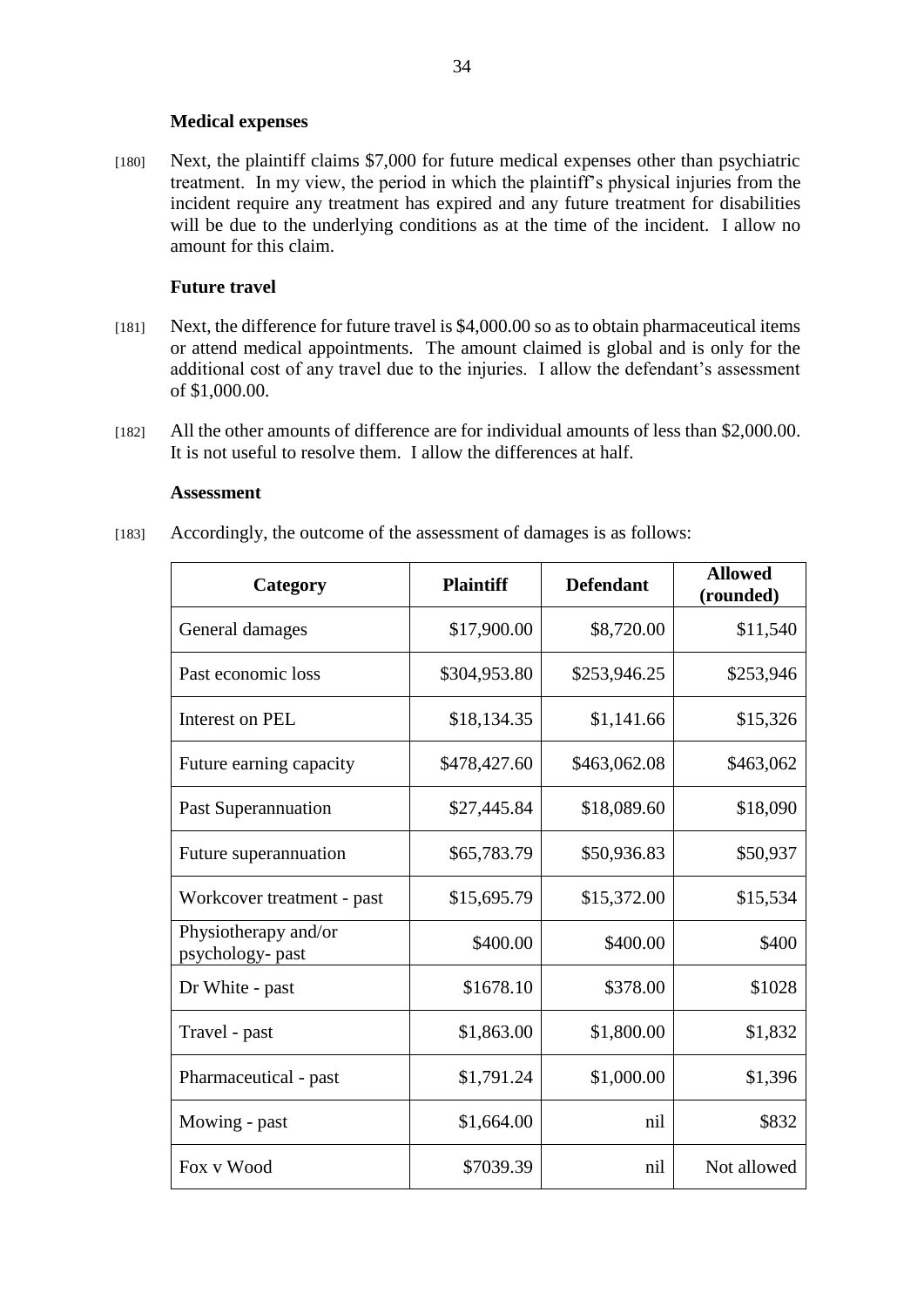**Medical expenses**

[180] Next, the plaintiff claims $7,000 for future medical expenses other than psychiatric treatment. In my view, the period in which the plaintiff's physical injuries from the incident require any treatment has expired and any future treatment for disabilities will be due to the underlying conditions as at the time of the incident. I allow no amount for this claim.

**Future travel**

[181] Next, the difference for future travel is $4,000.00 so as to obtain pharmaceutical items or attend medical appointments. The amount claimed is global and is only for the additional cost of any travel due to the injuries. I allow the defendant's assessment of $1,000.00.

[182] All the other amounts of difference are for individual amounts of less than $2,000.00. It is not useful to resolve them. I allow the differences at half.

**Assessment**

[183] Accordingly, the outcome of the assessment of damages is as follows:

| Category | Plaintiff | Defendant | Allowed (rounded) |
|---|---|---|---|
| General damages | $17,900.00 | $8,720.00 | $11,540 |
| Past economic loss | $304,953.80 | $253,946.25 | $253,946 |
| Interest on PEL | $18,134.35 | $1,141.66 | $15,326 |
| Future earning capacity | $478,427.60 | $463,062.08 | $463,062 |
| Past Superannuation | $27,445.84 | $18,089.60 | $18,090 |
| Future superannuation | $65,783.79 | $50,936.83 | $50,937 |
| Workcover treatment - past | $15,695.79 | $15,372.00 | $15,534 |
| Physiotherapy and/or psychology- past | $400.00 | $400.00 | $400 |
| Dr White - past | $1678.10 | $378.00 | $1028 |
| Travel - past | $1,863.00 | $1,800.00 | $1,832 |
| Pharmaceutical - past | $1,791.24 | $1,000.00 | $1,396 |
| Mowing - past | $1,664.00 | nil | $832 |
| Fox v Wood | $7039.39 | nil | Not allowed |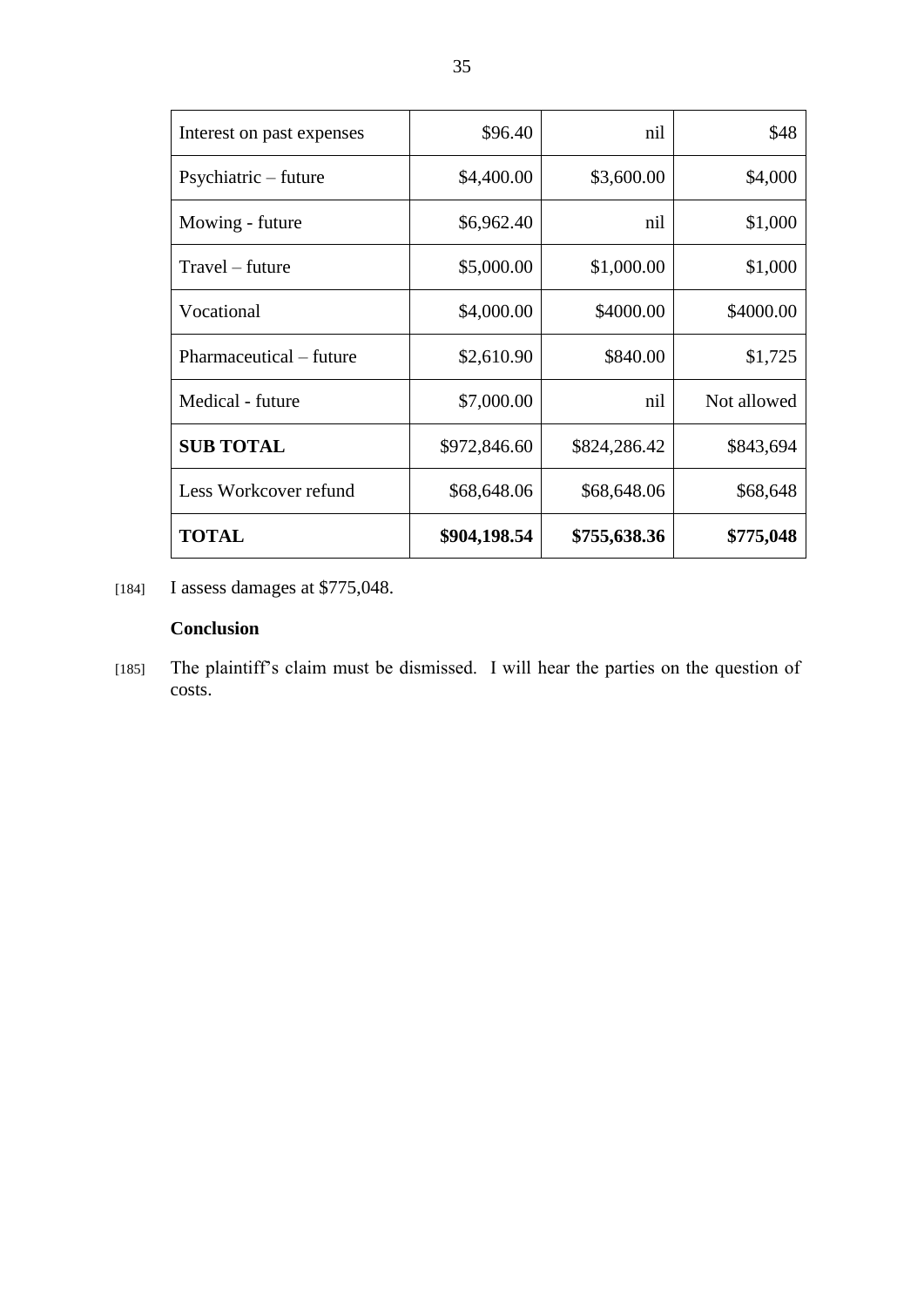| | | | |
|---|---|---|---|
| Interest on past expenses | $96.40 | nil | $48 |
| Psychiatric – future | $4,400.00 | $3,600.00 | $4,000 |
| Mowing - future | $6,962.40 | nil | $1,000 |
| Travel – future | $5,000.00 | $1,000.00 | $1,000 |
| Vocational | $4,000.00 | $4000.00 | $4000.00 |
| Pharmaceutical – future | $2,610.90 | $840.00 | $1,725 |
| Medical - future | $7,000.00 | nil | Not allowed |
| **SUB TOTAL** | $972,846.60 | $824,286.42 | $843,694 |
| Less Workcover refund | $68,648.06 | $68,648.06 | $68,648 |
| **TOTAL** | **$904,198.54** | **$755,638.36** | **$775,048** |

[184] I assess damages at $775,048.

**Conclusion**

[185] The plaintiff's claim must be dismissed. I will hear the parties on the question of costs.